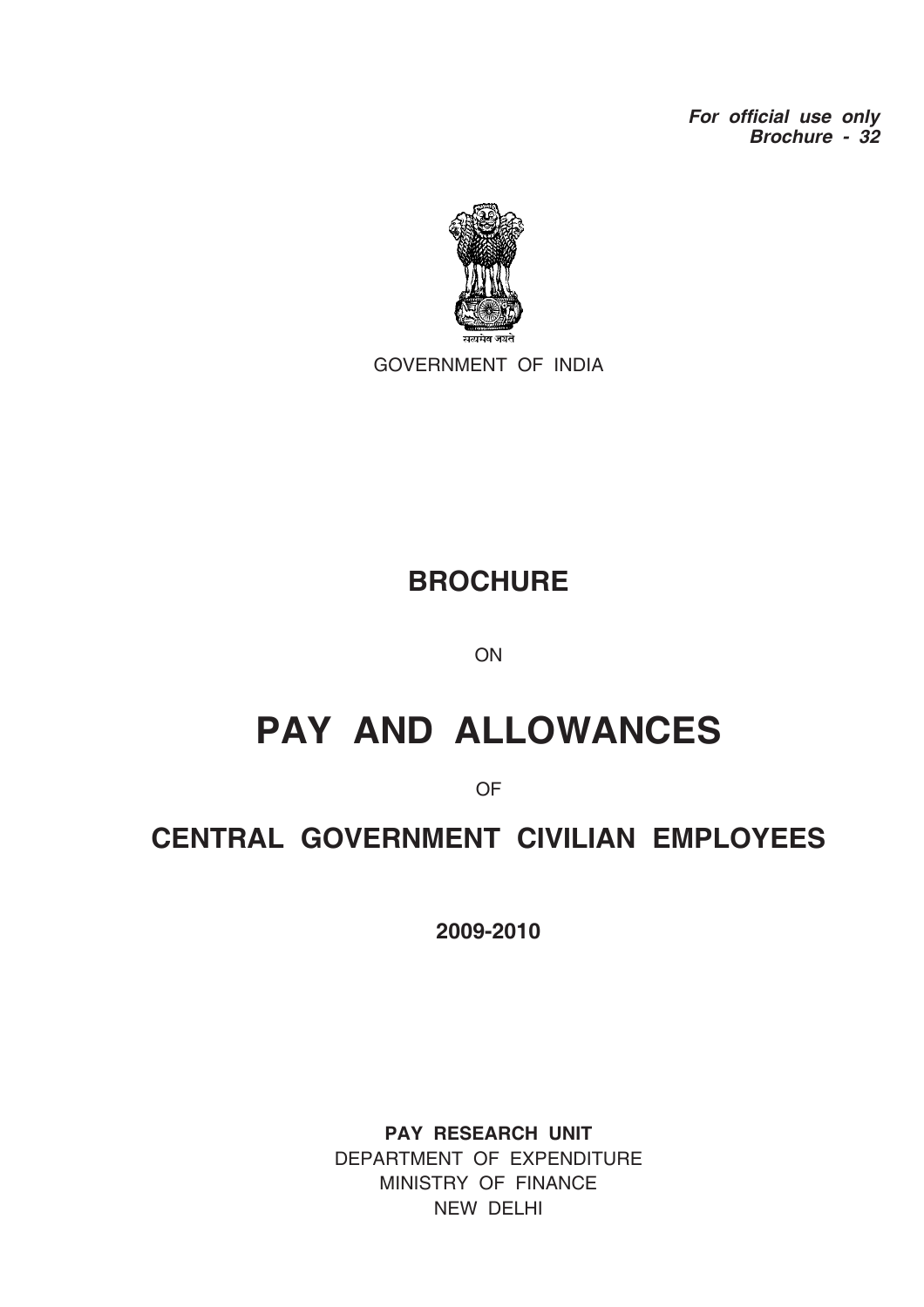***For official use only***
***Brochure - 32***

सत्यमेव जयते

GOVERNMENT OF INDIA

# BROCHURE

ON

# PAY AND ALLOWANCES

OF

# CENTRAL GOVERNMENT CIVILIAN EMPLOYEES

**2009-2010**

**PAY RESEARCH UNIT**
DEPARTMENT OF EXPENDITURE
MINISTRY OF FINANCE
NEW DELHI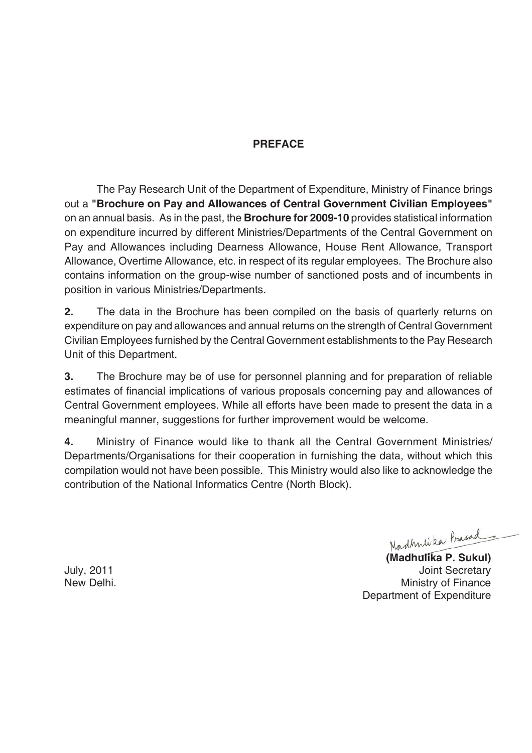## PREFACE

The Pay Research Unit of the Department of Expenditure, Ministry of Finance brings out a **"Brochure on Pay and Allowances of Central Government Civilian Employees"** on an annual basis. As in the past, the **Brochure for 2009-10** provides statistical information on expenditure incurred by different Ministries/Departments of the Central Government on Pay and Allowances including Dearness Allowance, House Rent Allowance, Transport Allowance, Overtime Allowance, etc. in respect of its regular employees. The Brochure also contains information on the group-wise number of sanctioned posts and of incumbents in position in various Ministries/Departments.

**2.** The data in the Brochure has been compiled on the basis of quarterly returns on expenditure on pay and allowances and annual returns on the strength of Central Government Civilian Employees furnished by the Central Government establishments to the Pay Research Unit of this Department.

**3.** The Brochure may be of use for personnel planning and for preparation of reliable estimates of financial implications of various proposals concerning pay and allowances of Central Government employees. While all efforts have been made to present the data in a meaningful manner, suggestions for further improvement would be welcome.

**4.** Ministry of Finance would like to thank all the Central Government Ministries/ Departments/Organisations for their cooperation in furnishing the data, without which this compilation would not have been possible. This Ministry would also like to acknowledge the contribution of the National Informatics Centre (North Block).

Madhulika Prasad

**(Madhulika P. Sukul)**
Joint Secretary
Ministry of Finance
Department of Expenditure

July, 2011
New Delhi.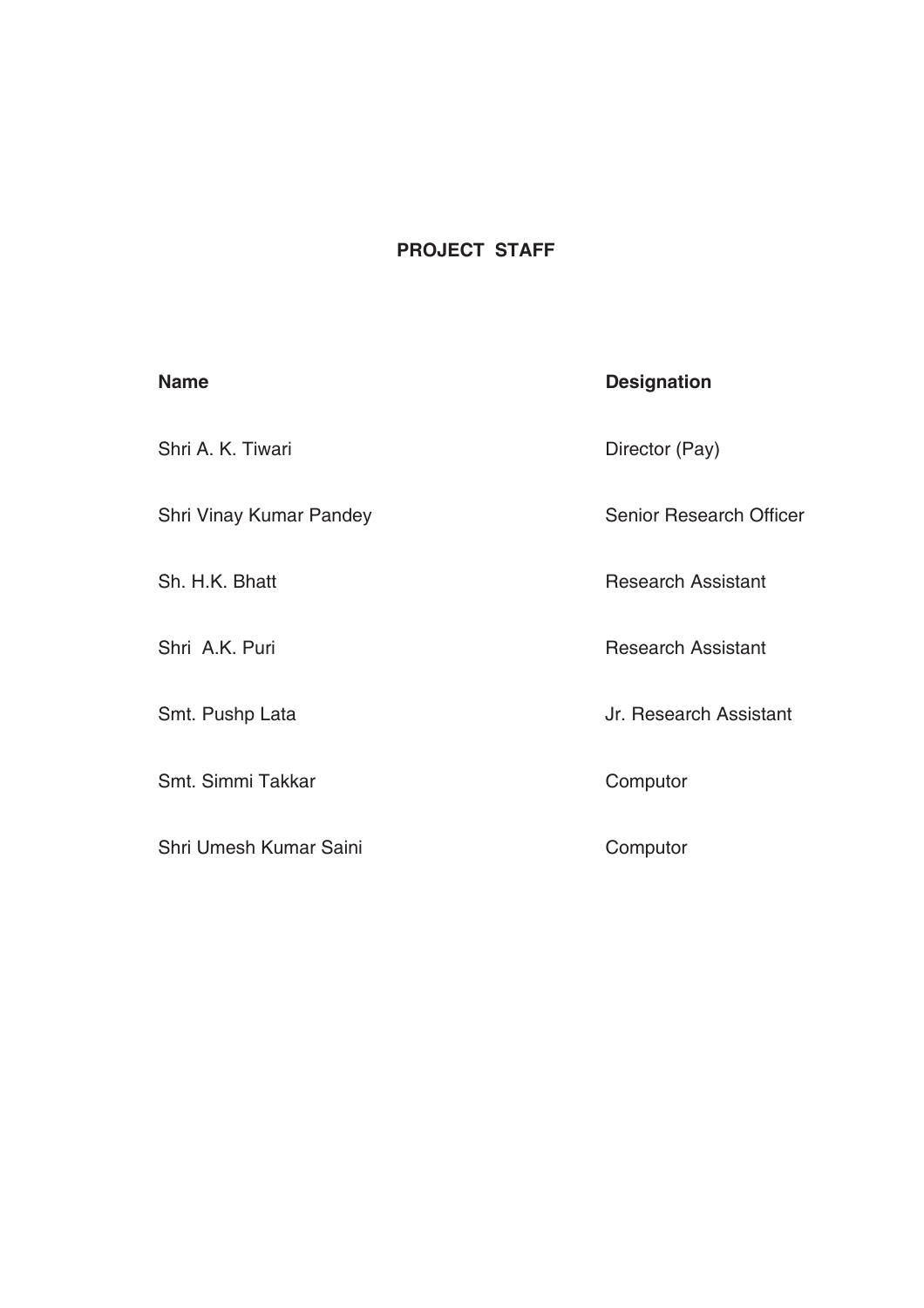## PROJECT STAFF

| Name | Designation |
|---|---|
| Shri A. K. Tiwari | Director (Pay) |
| Shri Vinay Kumar Pandey | Senior Research Officer |
| Sh. H.K. Bhatt | Research Assistant |
| Shri A.K. Puri | Research Assistant |
| Smt. Pushp Lata | Jr. Research Assistant |
| Smt. Simmi Takkar | Computor |
| Shri Umesh Kumar Saini | Computor |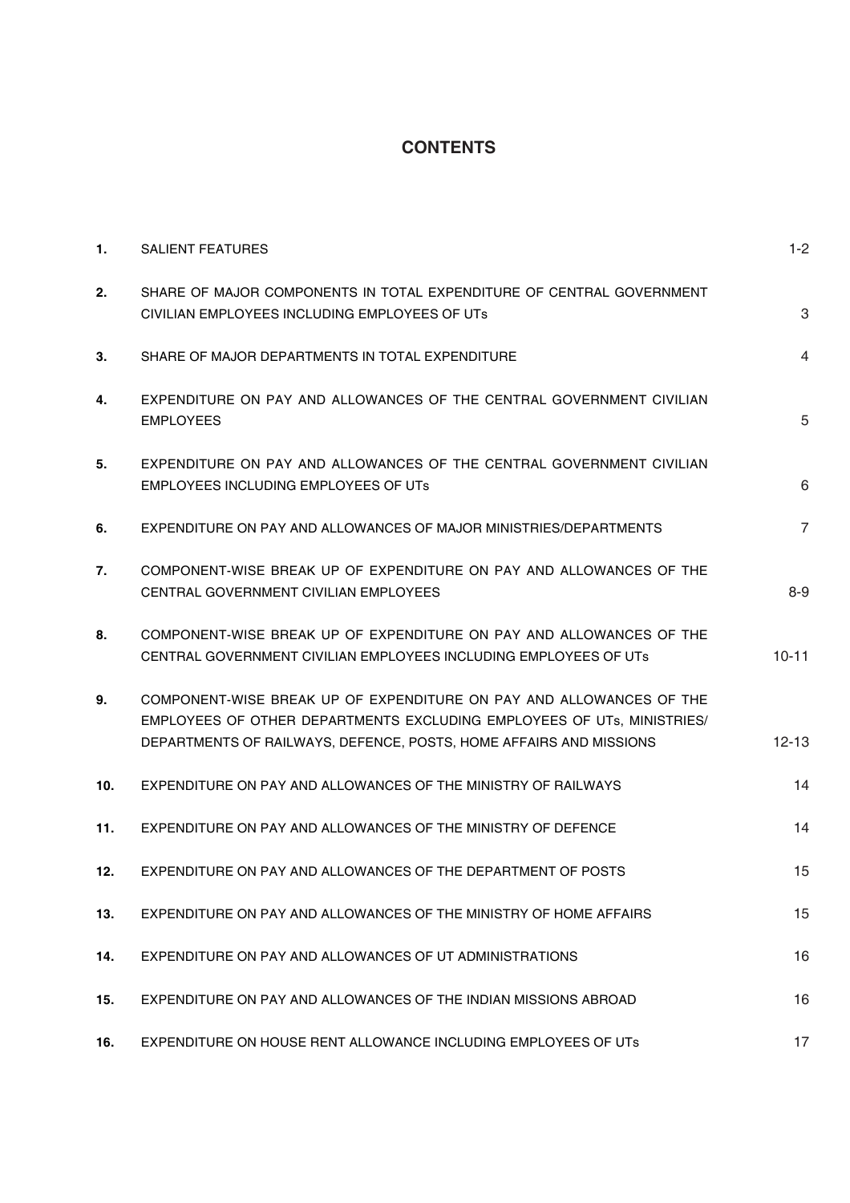# CONTENTS

| | | |
|---|---|---|
| **1.** | SALIENT FEATURES | 1-2 |
| **2.** | SHARE OF MAJOR COMPONENTS IN TOTAL EXPENDITURE OF CENTRAL GOVERNMENT CIVILIAN EMPLOYEES INCLUDING EMPLOYEES OF UTs | 3 |
| **3.** | SHARE OF MAJOR DEPARTMENTS IN TOTAL EXPENDITURE | 4 |
| **4.** | EXPENDITURE ON PAY AND ALLOWANCES OF THE CENTRAL GOVERNMENT CIVILIAN EMPLOYEES | 5 |
| **5.** | EXPENDITURE ON PAY AND ALLOWANCES OF THE CENTRAL GOVERNMENT CIVILIAN EMPLOYEES INCLUDING EMPLOYEES OF UTs | 6 |
| **6.** | EXPENDITURE ON PAY AND ALLOWANCES OF MAJOR MINISTRIES/DEPARTMENTS | 7 |
| **7.** | COMPONENT-WISE BREAK UP OF EXPENDITURE ON PAY AND ALLOWANCES OF THE CENTRAL GOVERNMENT CIVILIAN EMPLOYEES | 8-9 |
| **8.** | COMPONENT-WISE BREAK UP OF EXPENDITURE ON PAY AND ALLOWANCES OF THE CENTRAL GOVERNMENT CIVILIAN EMPLOYEES INCLUDING EMPLOYEES OF UTs | 10-11 |
| **9.** | COMPONENT-WISE BREAK UP OF EXPENDITURE ON PAY AND ALLOWANCES OF THE EMPLOYEES OF OTHER DEPARTMENTS EXCLUDING EMPLOYEES OF UTs, MINISTRIES/ DEPARTMENTS OF RAILWAYS, DEFENCE, POSTS, HOME AFFAIRS AND MISSIONS | 12-13 |
| **10.** | EXPENDITURE ON PAY AND ALLOWANCES OF THE MINISTRY OF RAILWAYS | 14 |
| **11.** | EXPENDITURE ON PAY AND ALLOWANCES OF THE MINISTRY OF DEFENCE | 14 |
| **12.** | EXPENDITURE ON PAY AND ALLOWANCES OF THE DEPARTMENT OF POSTS | 15 |
| **13.** | EXPENDITURE ON PAY AND ALLOWANCES OF THE MINISTRY OF HOME AFFAIRS | 15 |
| **14.** | EXPENDITURE ON PAY AND ALLOWANCES OF UT ADMINISTRATIONS | 16 |
| **15.** | EXPENDITURE ON PAY AND ALLOWANCES OF THE INDIAN MISSIONS ABROAD | 16 |
| **16.** | EXPENDITURE ON HOUSE RENT ALLOWANCE INCLUDING EMPLOYEES OF UTs | 17 |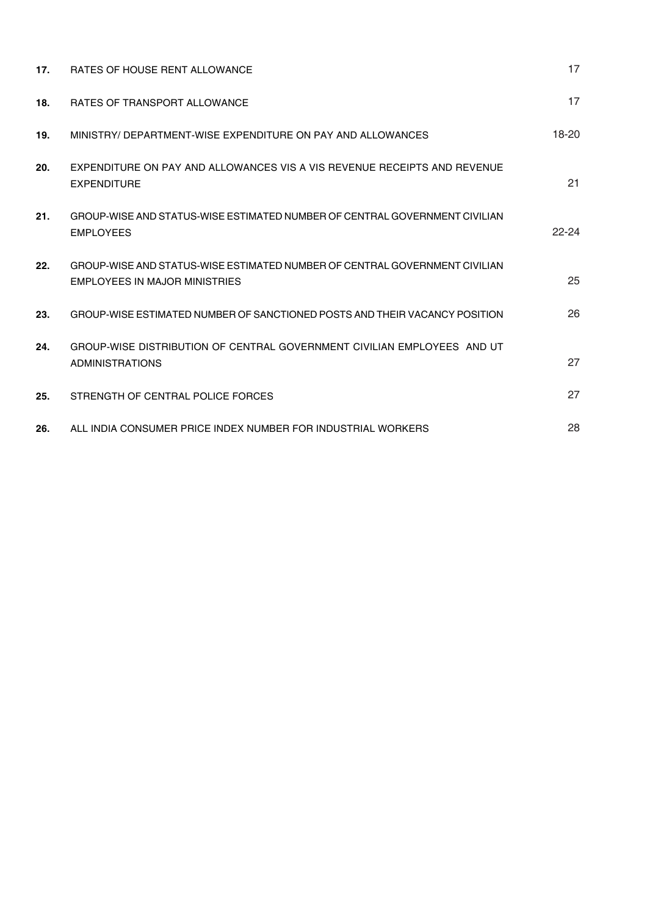| | | |
|---|---|---|
| **17.** | RATES OF HOUSE RENT ALLOWANCE | 17 |
| **18.** | RATES OF TRANSPORT ALLOWANCE | 17 |
| **19.** | MINISTRY/ DEPARTMENT-WISE EXPENDITURE ON PAY AND ALLOWANCES | 18-20 |
| **20.** | EXPENDITURE ON PAY AND ALLOWANCES VIS A VIS REVENUE RECEIPTS AND REVENUE EXPENDITURE | 21 |
| **21.** | GROUP-WISE AND STATUS-WISE ESTIMATED NUMBER OF CENTRAL GOVERNMENT CIVILIAN EMPLOYEES | 22-24 |
| **22.** | GROUP-WISE AND STATUS-WISE ESTIMATED NUMBER OF CENTRAL GOVERNMENT CIVILIAN EMPLOYEES IN MAJOR MINISTRIES | 25 |
| **23.** | GROUP-WISE ESTIMATED NUMBER OF SANCTIONED POSTS AND THEIR VACANCY POSITION | 26 |
| **24.** | GROUP-WISE DISTRIBUTION OF CENTRAL GOVERNMENT CIVILIAN EMPLOYEES AND UT ADMINISTRATIONS | 27 |
| **25.** | STRENGTH OF CENTRAL POLICE FORCES | 27 |
| **26.** | ALL INDIA CONSUMER PRICE INDEX NUMBER FOR INDUSTRIAL WORKERS | 28 |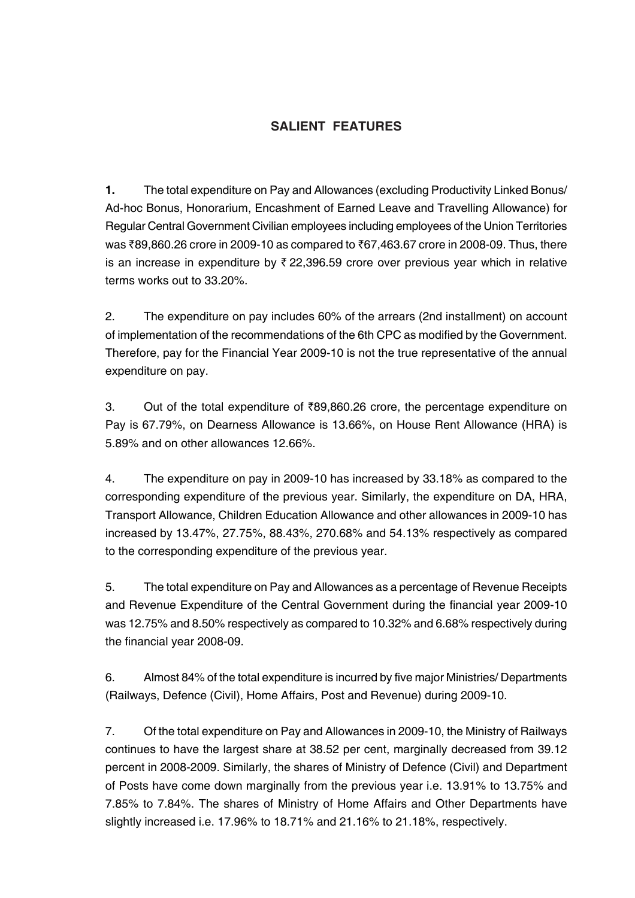## SALIENT FEATURES

**1.** The total expenditure on Pay and Allowances (excluding Productivity Linked Bonus/ Ad-hoc Bonus, Honorarium, Encashment of Earned Leave and Travelling Allowance) for Regular Central Government Civilian employees including employees of the Union Territories was ₹89,860.26 crore in 2009-10 as compared to ₹67,463.67 crore in 2008-09. Thus, there is an increase in expenditure by ₹ 22,396.59 crore over previous year which in relative terms works out to 33.20%.

2. The expenditure on pay includes 60% of the arrears (2nd installment) on account of implementation of the recommendations of the 6th CPC as modified by the Government. Therefore, pay for the Financial Year 2009-10 is not the true representative of the annual expenditure on pay.

3. Out of the total expenditure of ₹89,860.26 crore, the percentage expenditure on Pay is 67.79%, on Dearness Allowance is 13.66%, on House Rent Allowance (HRA) is 5.89% and on other allowances 12.66%.

4. The expenditure on pay in 2009-10 has increased by 33.18% as compared to the corresponding expenditure of the previous year. Similarly, the expenditure on DA, HRA, Transport Allowance, Children Education Allowance and other allowances in 2009-10 has increased by 13.47%, 27.75%, 88.43%, 270.68% and 54.13% respectively as compared to the corresponding expenditure of the previous year.

5. The total expenditure on Pay and Allowances as a percentage of Revenue Receipts and Revenue Expenditure of the Central Government during the financial year 2009-10 was 12.75% and 8.50% respectively as compared to 10.32% and 6.68% respectively during the financial year 2008-09.

6. Almost 84% of the total expenditure is incurred by five major Ministries/ Departments (Railways, Defence (Civil), Home Affairs, Post and Revenue) during 2009-10.

7. Of the total expenditure on Pay and Allowances in 2009-10, the Ministry of Railways continues to have the largest share at 38.52 per cent, marginally decreased from 39.12 percent in 2008-2009. Similarly, the shares of Ministry of Defence (Civil) and Department of Posts have come down marginally from the previous year i.e. 13.91% to 13.75% and 7.85% to 7.84%. The shares of Ministry of Home Affairs and Other Departments have slightly increased i.e. 17.96% to 18.71% and 21.16% to 21.18%, respectively.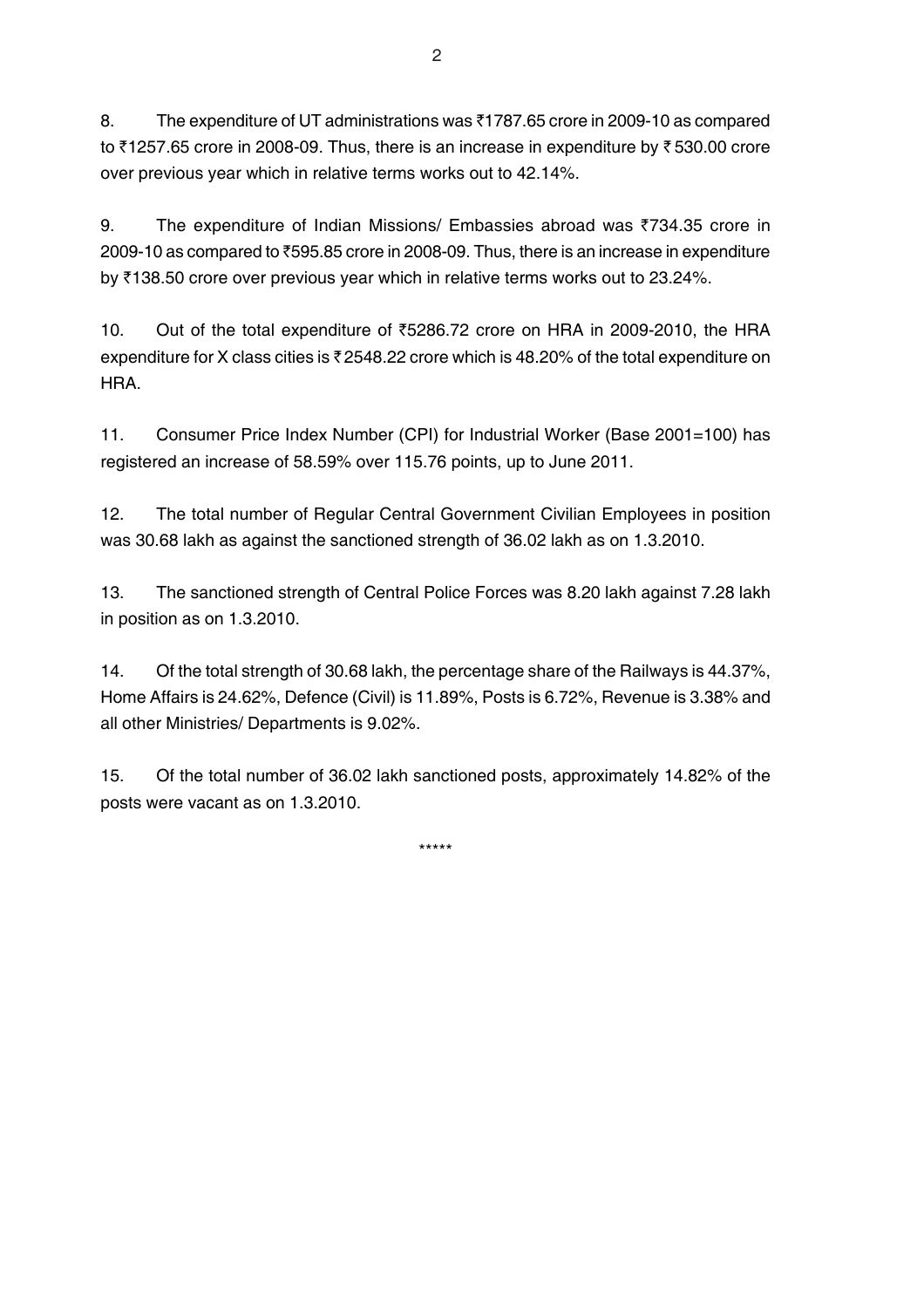8. The expenditure of UT administrations was ₹1787.65 crore in 2009-10 as compared to ₹1257.65 crore in 2008-09. Thus, there is an increase in expenditure by ₹ 530.00 crore over previous year which in relative terms works out to 42.14%.

9. The expenditure of Indian Missions/ Embassies abroad was ₹734.35 crore in 2009-10 as compared to ₹595.85 crore in 2008-09. Thus, there is an increase in expenditure by ₹138.50 crore over previous year which in relative terms works out to 23.24%.

10. Out of the total expenditure of ₹5286.72 crore on HRA in 2009-2010, the HRA expenditure for X class cities is ₹ 2548.22 crore which is 48.20% of the total expenditure on HRA.

11. Consumer Price Index Number (CPI) for Industrial Worker (Base 2001=100) has registered an increase of 58.59% over 115.76 points, up to June 2011.

12. The total number of Regular Central Government Civilian Employees in position was 30.68 lakh as against the sanctioned strength of 36.02 lakh as on 1.3.2010.

13. The sanctioned strength of Central Police Forces was 8.20 lakh against 7.28 lakh in position as on 1.3.2010.

14. Of the total strength of 30.68 lakh, the percentage share of the Railways is 44.37%, Home Affairs is 24.62%, Defence (Civil) is 11.89%, Posts is 6.72%, Revenue is 3.38% and all other Ministries/ Departments is 9.02%.

15. Of the total number of 36.02 lakh sanctioned posts, approximately 14.82% of the posts were vacant as on 1.3.2010.

*****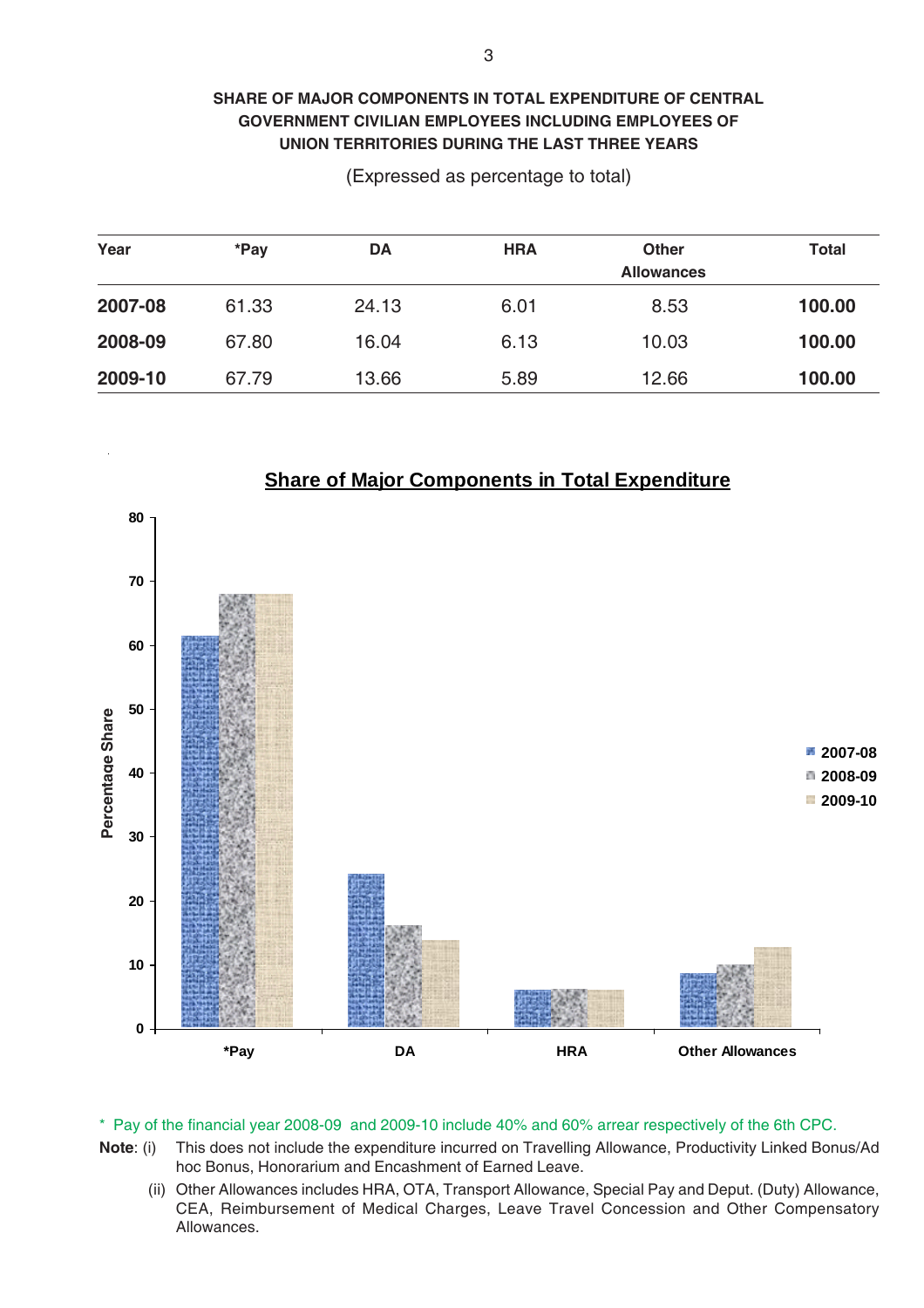## SHARE OF MAJOR COMPONENTS IN TOTAL EXPENDITURE OF CENTRAL GOVERNMENT CIVILIAN EMPLOYEES INCLUDING EMPLOYEES OF UNION TERRITORIES DURING THE LAST THREE YEARS

(Expressed as percentage to total)

| Year | *Pay | DA | HRA | Other Allowances | Total |
|---|---|---|---|---|---|
| **2007-08** | 61.33 | 24.13 | 6.01 | 8.53 | **100.00** |
| **2008-09** | 67.80 | 16.04 | 6.13 | 10.03 | **100.00** |
| **2009-10** | 67.79 | 13.66 | 5.89 | 12.66 | **100.00** |

**Share of Major Components in Total Expenditure**

Percentage Share

80
70
60
50
40
30
20
10
0

*Pay DA HRA Other Allowances

2007-08
2008-09
2009-10

\* Pay of the financial year 2008-09 and 2009-10 include 40% and 60% arrear respectively of the 6th CPC.

**Note**: (i) This does not include the expenditure incurred on Travelling Allowance, Productivity Linked Bonus/Ad hoc Bonus, Honorarium and Encashment of Earned Leave.

(ii) Other Allowances includes HRA, OTA, Transport Allowance, Special Pay and Deput. (Duty) Allowance, CEA, Reimbursement of Medical Charges, Leave Travel Concession and Other Compensatory Allowances.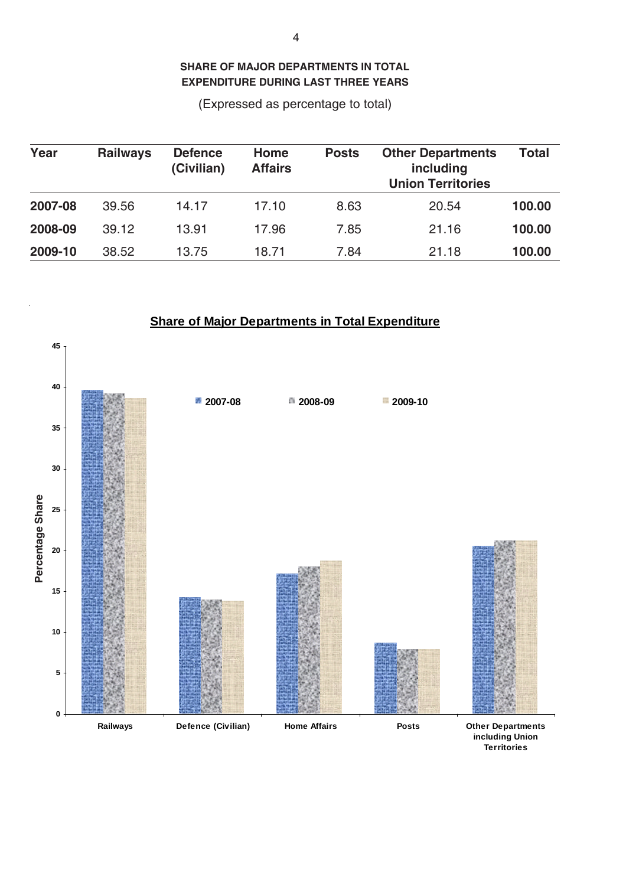**SHARE OF MAJOR DEPARTMENTS IN TOTAL EXPENDITURE DURING LAST THREE YEARS**

(Expressed as percentage to total)

| Year | Railways | Defence (Civilian) | Home Affairs | Posts | Other Departments including Union Territories | Total |
|---|---|---|---|---|---|---|
| **2007-08** | 39.56 | 14.17 | 17.10 | 8.63 | 20.54 | **100.00** |
| **2008-09** | 39.12 | 13.91 | 17.96 | 7.85 | 21.16 | **100.00** |
| **2009-10** | 38.52 | 13.75 | 18.71 | 7.84 | 21.18 | **100.00** |

**Share of Major Departments in Total Expenditure**

| Department | 2007-08 | 2008-09 | 2009-10 |
|---|---|---|---|
| Railways | 39.56 | 39.12 | 38.52 |
| Defence (Civilian) | 14.17 | 13.91 | 13.75 |
| Home Affairs | 17.10 | 17.96 | 18.71 |
| Posts | 8.63 | 7.85 | 7.84 |
| Other Departments including Union Territories | 20.54 | 21.16 | 21.18 |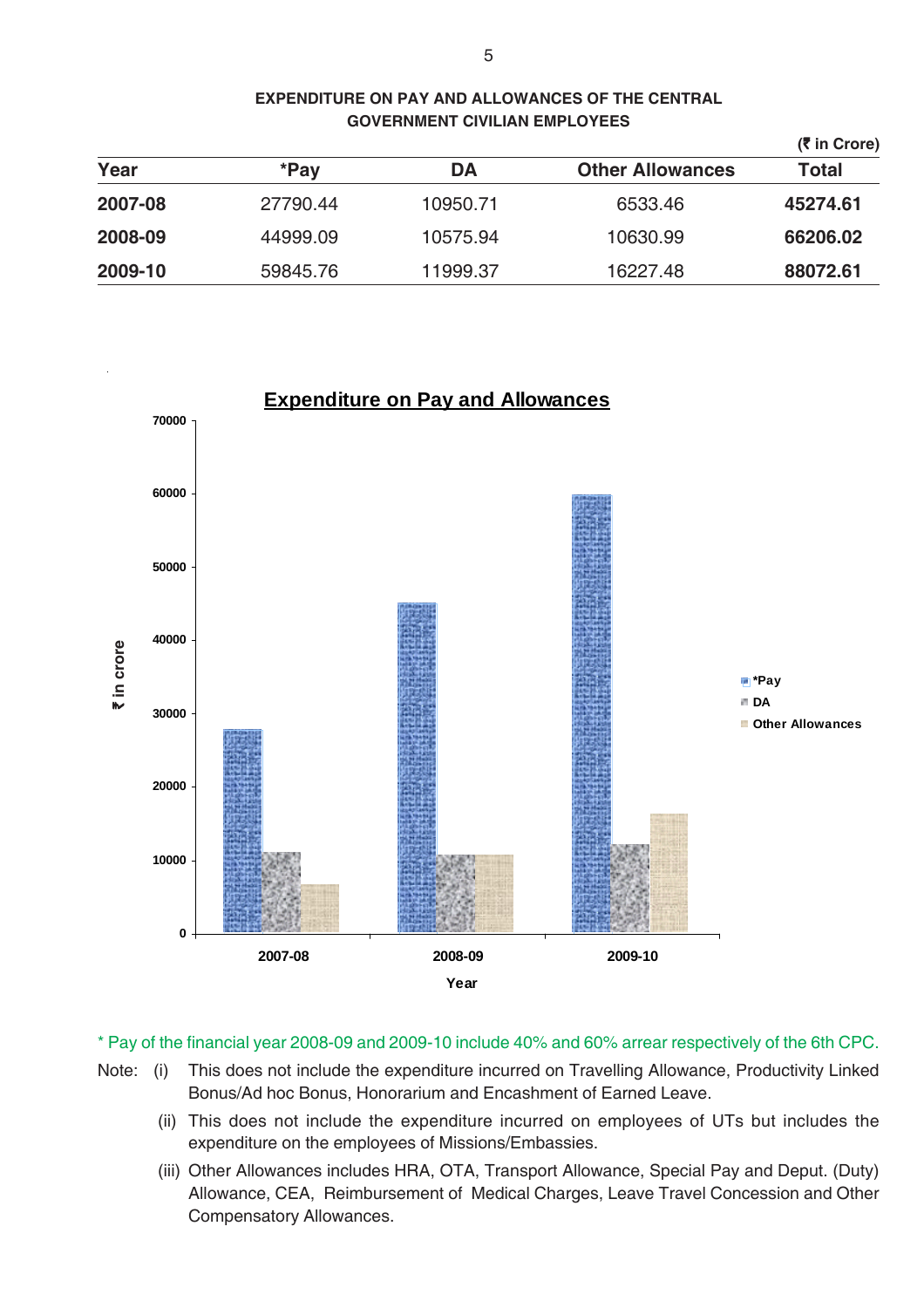## EXPENDITURE ON PAY AND ALLOWANCES OF THE CENTRAL GOVERNMENT CIVILIAN EMPLOYEES

(₹ in Crore)

| Year | *Pay | DA | Other Allowances | Total |
|---|---|---|---|---|
| **2007-08** | 27790.44 | 10950.71 | 6533.46 | **45274.61** |
| **2008-09** | 44999.09 | 10575.94 | 10630.99 | **66206.02** |
| **2009-10** | 59845.76 | 11999.37 | 16227.48 | **88072.61** |

**Expenditure on Pay and Allowances**

\* Pay of the financial year 2008-09 and 2009-10 include 40% and 60% arrear respectively of the 6th CPC.

Note:
- (i) This does not include the expenditure incurred on Travelling Allowance, Productivity Linked Bonus/Ad hoc Bonus, Honorarium and Encashment of Earned Leave.
- (ii) This does not include the expenditure incurred on employees of UTs but includes the expenditure on the employees of Missions/Embassies.
- (iii) Other Allowances includes HRA, OTA, Transport Allowance, Special Pay and Deput. (Duty) Allowance, CEA, Reimbursement of Medical Charges, Leave Travel Concession and Other Compensatory Allowances.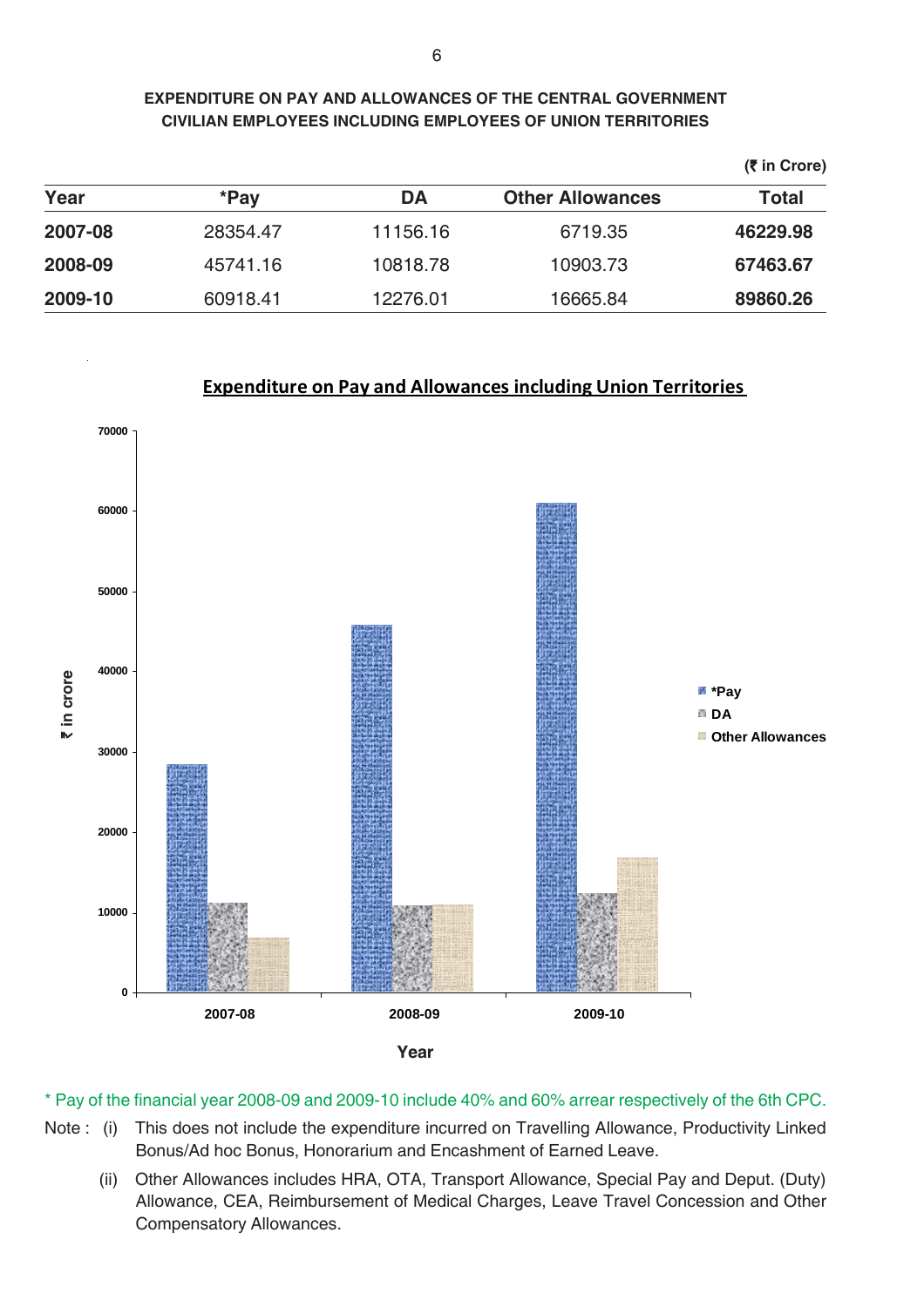## EXPENDITURE ON PAY AND ALLOWANCES OF THE CENTRAL GOVERNMENT CIVILIAN EMPLOYEES INCLUDING EMPLOYEES OF UNION TERRITORIES

(₹ in Crore)

| Year | *Pay | DA | Other Allowances | Total |
|---|---|---|---|---|
| **2007-08** | 28354.47 | 11156.16 | 6719.35 | **46229.98** |
| **2008-09** | 45741.16 | 10818.78 | 10903.73 | **67463.67** |
| **2009-10** | 60918.41 | 12276.01 | 16665.84 | **89860.26** |

**Expenditure on Pay and Allowances including Union Territories**

| Year | *Pay | DA | Other Allowances |
|---|---|---|---|
| 2007-08 | 28354.47 | 11156.16 | 6719.35 |
| 2008-09 | 45741.16 | 10818.78 | 10903.73 |
| 2009-10 | 60918.41 | 12276.01 | 16665.84 |

(Y-axis: ₹ in crore; X-axis: Year)

\* Pay of the financial year 2008-09 and 2009-10 include 40% and 60% arrear respectively of the 6th CPC.

Note : (i) This does not include the expenditure incurred on Travelling Allowance, Productivity Linked Bonus/Ad hoc Bonus, Honorarium and Encashment of Earned Leave.

(ii) Other Allowances includes HRA, OTA, Transport Allowance, Special Pay and Deput. (Duty) Allowance, CEA, Reimbursement of Medical Charges, Leave Travel Concession and Other Compensatory Allowances.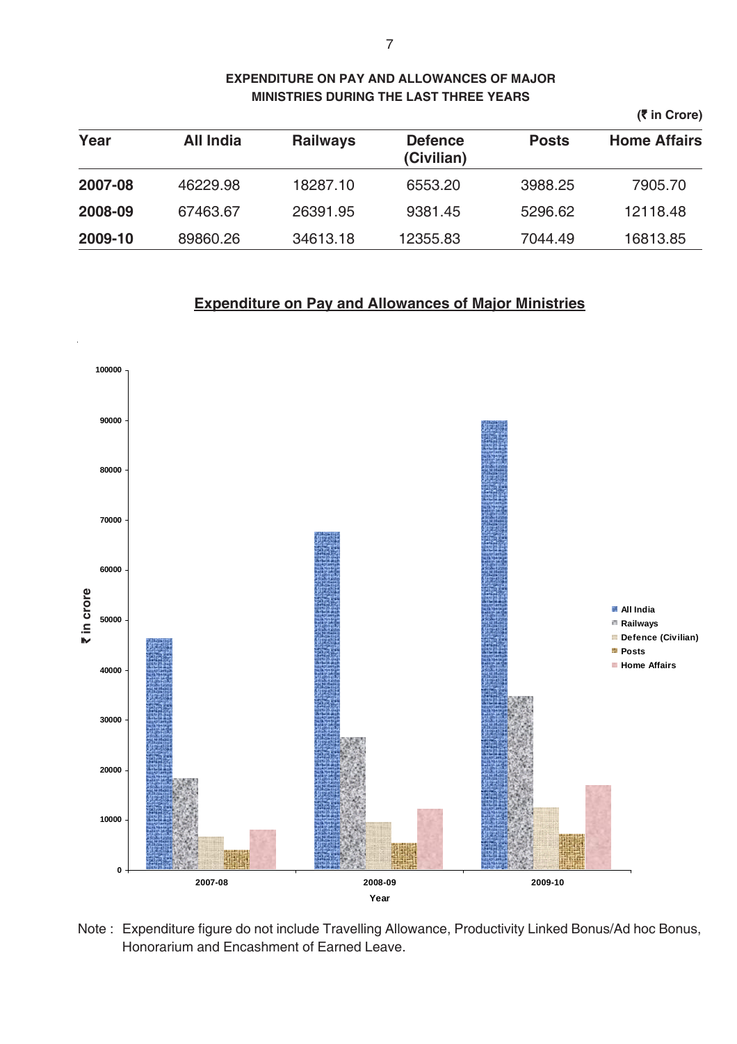**EXPENDITURE ON PAY AND ALLOWANCES OF MAJOR MINISTRIES DURING THE LAST THREE YEARS**

**(₹ in Crore)**

| Year | All India | Railways | Defence (Civilian) | Posts | Home Affairs |
|---|---|---|---|---|---|
| **2007-08** | 46229.98 | 18287.10 | 6553.20 | 3988.25 | 7905.70 |
| **2008-09** | 67463.67 | 26391.95 | 9381.45 | 5296.62 | 12118.48 |
| **2009-10** | 89860.26 | 34613.18 | 12355.83 | 7044.49 | 16813.85 |

**<u>Expenditure on Pay and Allowances of Major Ministries</u>**

Note : Expenditure figure do not include Travelling Allowance, Productivity Linked Bonus/Ad hoc Bonus, Honorarium and Encashment of Earned Leave.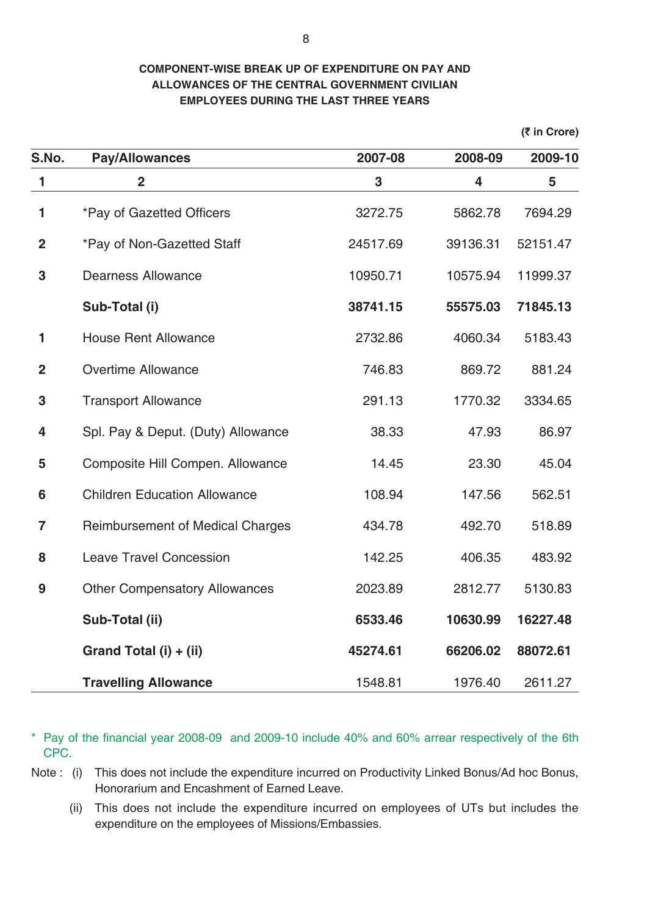### COMPONENT-WISE BREAK UP OF EXPENDITURE ON PAY AND ALLOWANCES OF THE CENTRAL GOVERNMENT CIVILIAN EMPLOYEES DURING THE LAST THREE YEARS

(₹ in Crore)

| S.No. | Pay/Allowances | 2007-08 | 2008-09 | 2009-10 |
|---|---|---|---|---|
| 1 | 2 | 3 | 4 | 5 |
| 1 | *Pay of Gazetted Officers | 3272.75 | 5862.78 | 7694.29 |
| 2 | *Pay of Non-Gazetted Staff | 24517.69 | 39136.31 | 52151.47 |
| 3 | Dearness Allowance | 10950.71 | 10575.94 | 11999.37 |
| | **Sub-Total (i)** | **38741.15** | **55575.03** | **71845.13** |
| 1 | House Rent Allowance | 2732.86 | 4060.34 | 5183.43 |
| 2 | Overtime Allowance | 746.83 | 869.72 | 881.24 |
| 3 | Transport Allowance | 291.13 | 1770.32 | 3334.65 |
| 4 | Spl. Pay & Deput. (Duty) Allowance | 38.33 | 47.93 | 86.97 |
| 5 | Composite Hill Compen. Allowance | 14.45 | 23.30 | 45.04 |
| 6 | Children Education Allowance | 108.94 | 147.56 | 562.51 |
| 7 | Reimbursement of Medical Charges | 434.78 | 492.70 | 518.89 |
| 8 | Leave Travel Concession | 142.25 | 406.35 | 483.92 |
| 9 | Other Compensatory Allowances | 2023.89 | 2812.77 | 5130.83 |
| | **Sub-Total (ii)** | **6533.46** | **10630.99** | **16227.48** |
| | **Grand Total (i) + (ii)** | **45274.61** | **66206.02** | **88072.61** |
| | **Travelling Allowance** | 1548.81 | 1976.40 | 2611.27 |

\* Pay of the financial year 2008-09 and 2009-10 include 40% and 60% arrear respectively of the 6th CPC.

Note : (i) This does not include the expenditure incurred on Productivity Linked Bonus/Ad hoc Bonus, Honorarium and Encashment of Earned Leave.

(ii) This does not include the expenditure incurred on employees of UTs but includes the expenditure on the employees of Missions/Embassies.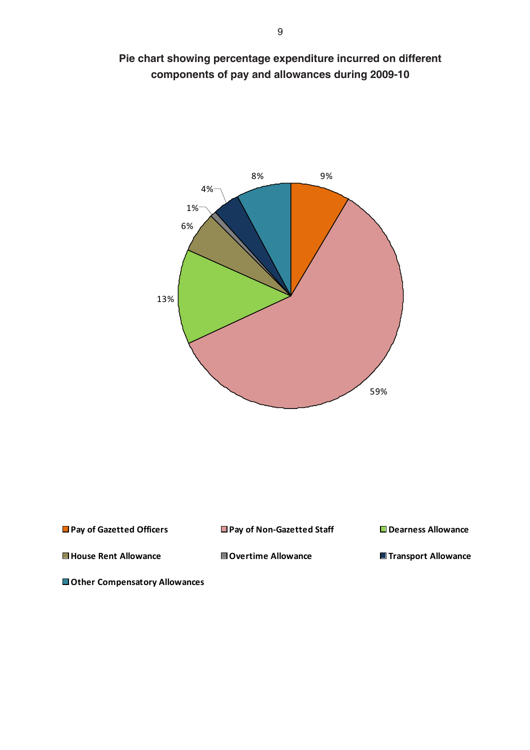**Pie chart showing percentage expenditure incurred on different components of pay and allowances during 2009-10**

| Component | Percentage |
| --- | --- |
| Pay of Gazetted Officers | 9% |
| Pay of Non-Gazetted Staff | 59% |
| Dearness Allowance | 13% |
| House Rent Allowance | 6% |
| Overtime Allowance | 1% |
| Transport Allowance | 4% |
| Other Compensatory Allowances | 8% |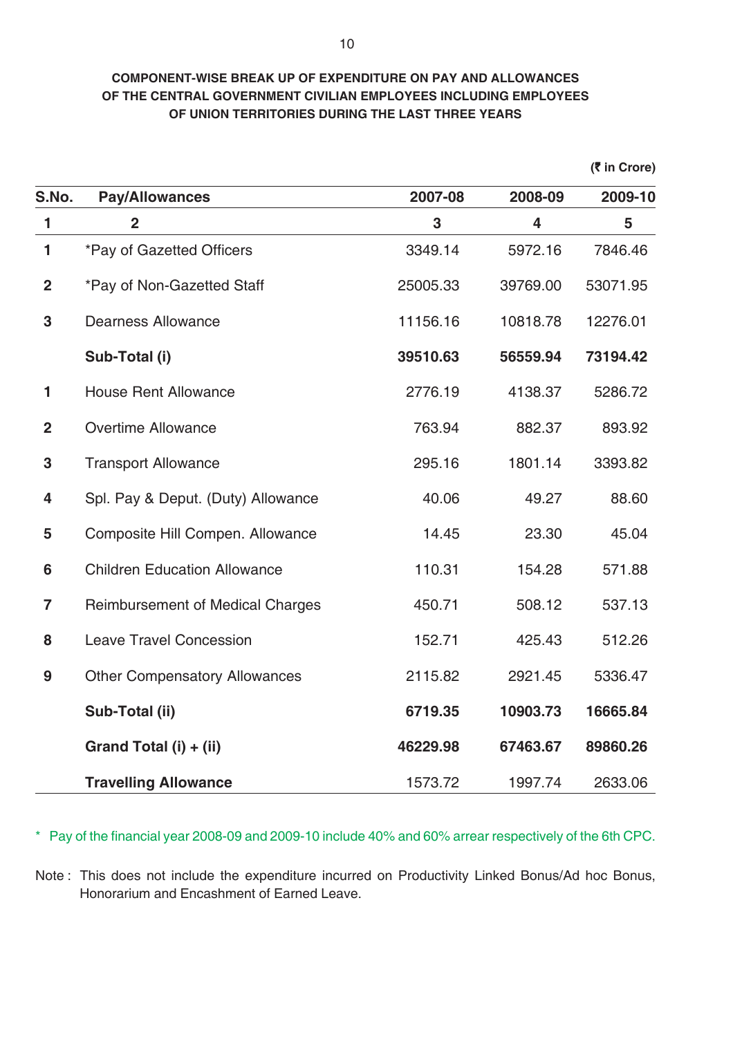**COMPONENT-WISE BREAK UP OF EXPENDITURE ON PAY AND ALLOWANCES OF THE CENTRAL GOVERNMENT CIVILIAN EMPLOYEES INCLUDING EMPLOYEES OF UNION TERRITORIES DURING THE LAST THREE YEARS**

(₹ in Crore)

| S.No. | Pay/Allowances | 2007-08 | 2008-09 | 2009-10 |
|---|---|---|---|---|
| 1 | 2 | 3 | 4 | 5 |
| 1 | *Pay of Gazetted Officers | 3349.14 | 5972.16 | 7846.46 |
| 2 | *Pay of Non-Gazetted Staff | 25005.33 | 39769.00 | 53071.95 |
| 3 | Dearness Allowance | 11156.16 | 10818.78 | 12276.01 |
| | **Sub-Total (i)** | **39510.63** | **56559.94** | **73194.42** |
| 1 | House Rent Allowance | 2776.19 | 4138.37 | 5286.72 |
| 2 | Overtime Allowance | 763.94 | 882.37 | 893.92 |
| 3 | Transport Allowance | 295.16 | 1801.14 | 3393.82 |
| 4 | Spl. Pay & Deput. (Duty) Allowance | 40.06 | 49.27 | 88.60 |
| 5 | Composite Hill Compen. Allowance | 14.45 | 23.30 | 45.04 |
| 6 | Children Education Allowance | 110.31 | 154.28 | 571.88 |
| 7 | Reimbursement of Medical Charges | 450.71 | 508.12 | 537.13 |
| 8 | Leave Travel Concession | 152.71 | 425.43 | 512.26 |
| 9 | Other Compensatory Allowances | 2115.82 | 2921.45 | 5336.47 |
| | **Sub-Total (ii)** | **6719.35** | **10903.73** | **16665.84** |
| | **Grand Total (i) + (ii)** | **46229.98** | **67463.67** | **89860.26** |
| | **Travelling Allowance** | 1573.72 | 1997.74 | 2633.06 |

\* Pay of the financial year 2008-09 and 2009-10 include 40% and 60% arrear respectively of the 6th CPC.

Note : This does not include the expenditure incurred on Productivity Linked Bonus/Ad hoc Bonus, Honorarium and Encashment of Earned Leave.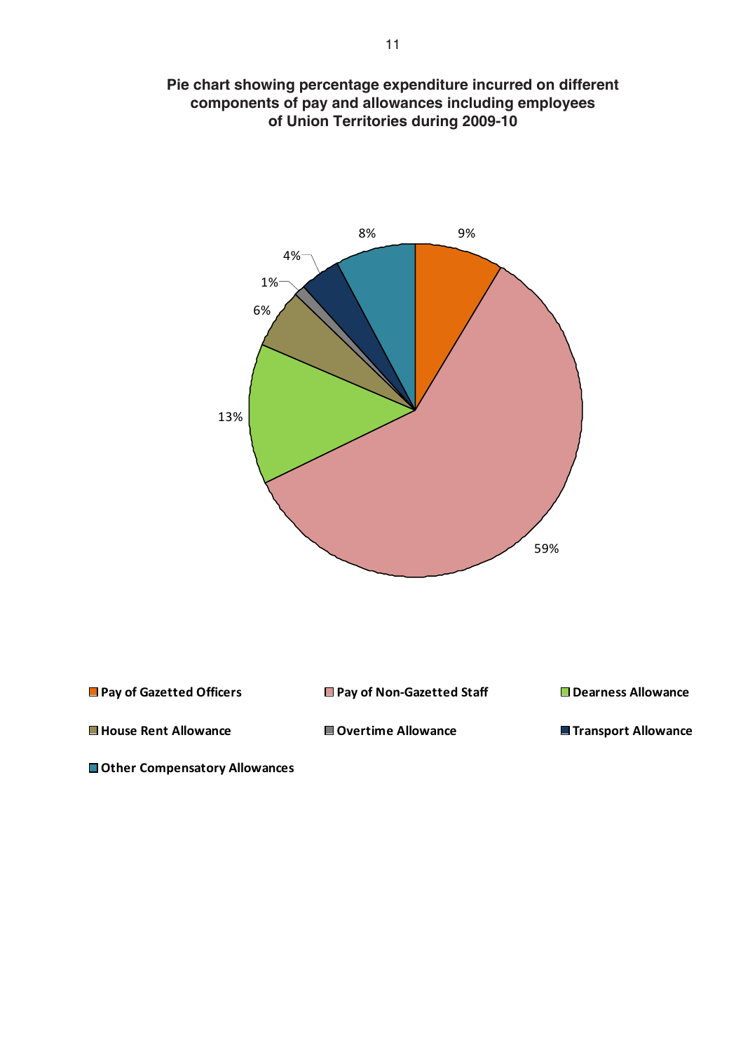**Pie chart showing percentage expenditure incurred on different components of pay and allowances including employees of Union Territories during 2009-10**

| Component | Percentage |
|---|---|
| Pay of Gazetted Officers | 9% |
| Pay of Non-Gazetted Staff | 59% |
| Dearness Allowance | 13% |
| House Rent Allowance | 6% |
| Overtime Allowance | 1% |
| Transport Allowance | 4% |
| Other Compensatory Allowances | 8% |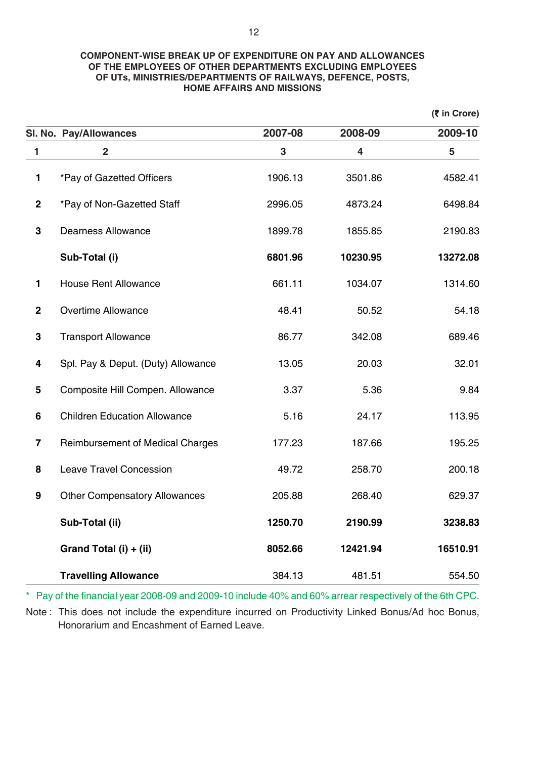**COMPONENT-WISE BREAK UP OF EXPENDITURE ON PAY AND ALLOWANCES OF THE EMPLOYEES OF OTHER DEPARTMENTS EXCLUDING EMPLOYEES OF UTs, MINISTRIES/DEPARTMENTS OF RAILWAYS, DEFENCE, POSTS, HOME AFFAIRS AND MISSIONS**

**(₹ in Crore)**

| Sl. No. | Pay/Allowances | 2007-08 | 2008-09 | 2009-10 |
|---|---|---|---|---|
| 1 | 2 | 3 | 4 | 5 |
| 1 | *Pay of Gazetted Officers | 1906.13 | 3501.86 | 4582.41 |
| 2 | *Pay of Non-Gazetted Staff | 2996.05 | 4873.24 | 6498.84 |
| 3 | Dearness Allowance | 1899.78 | 1855.85 | 2190.83 |
| | **Sub-Total (i)** | **6801.96** | **10230.95** | **13272.08** |
| 1 | House Rent Allowance | 661.11 | 1034.07 | 1314.60 |
| 2 | Overtime Allowance | 48.41 | 50.52 | 54.18 |
| 3 | Transport Allowance | 86.77 | 342.08 | 689.46 |
| 4 | Spl. Pay & Deput. (Duty) Allowance | 13.05 | 20.03 | 32.01 |
| 5 | Composite Hill Compen. Allowance | 3.37 | 5.36 | 9.84 |
| 6 | Children Education Allowance | 5.16 | 24.17 | 113.95 |
| 7 | Reimbursement of Medical Charges | 177.23 | 187.66 | 195.25 |
| 8 | Leave Travel Concession | 49.72 | 258.70 | 200.18 |
| 9 | Other Compensatory Allowances | 205.88 | 268.40 | 629.37 |
| | **Sub-Total (ii)** | **1250.70** | **2190.99** | **3238.83** |
| | **Grand Total (i) + (ii)** | **8052.66** | **12421.94** | **16510.91** |
| | **Travelling Allowance** | 384.13 | 481.51 | 554.50 |

\* Pay of the financial year 2008-09 and 2009-10 include 40% and 60% arrear respectively of the 6th CPC.

Note : This does not include the expenditure incurred on Productivity Linked Bonus/Ad hoc Bonus, Honorarium and Encashment of Earned Leave.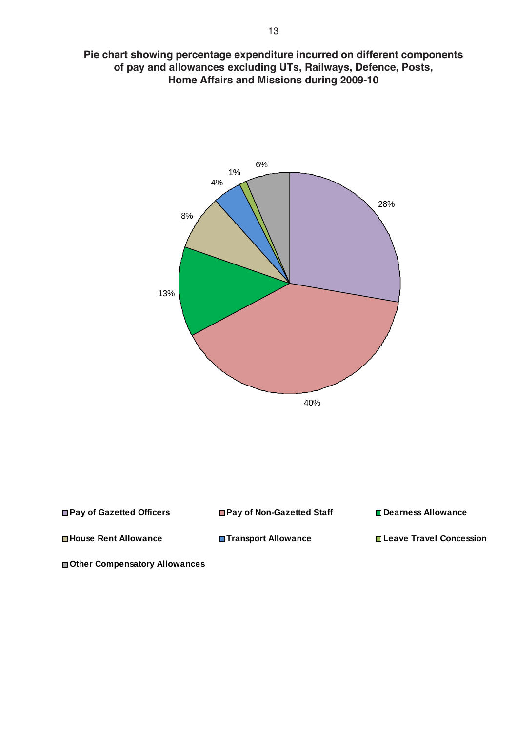**Pie chart showing percentage expenditure incurred on different components of pay and allowances excluding UTs, Railways, Defence, Posts, Home Affairs and Missions during 2009-10**

| Component | Percentage |
| --- | --- |
| Pay of Gazetted Officers | 28% |
| Pay of Non-Gazetted Staff | 40% |
| Dearness Allowance | 13% |
| House Rent Allowance | 8% |
| Transport Allowance | 4% |
| Leave Travel Concession | 1% |
| Other Compensatory Allowances | 6% |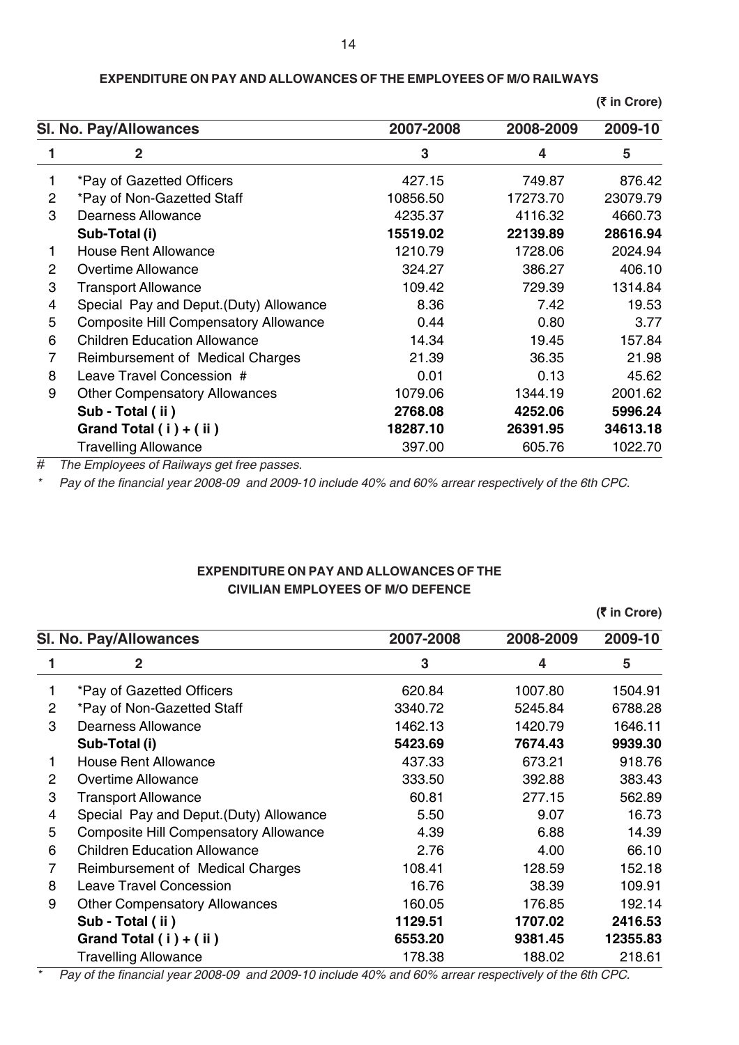**EXPENDITURE ON PAY AND ALLOWANCES OF THE EMPLOYEES OF M/O RAILWAYS**

**(₹ in Crore)**

| Sl. No. | Pay/Allowances | 2007-2008 | 2008-2009 | 2009-10 |
|---|---|---|---|---|
| 1 | 2 | 3 | 4 | 5 |
| 1 | *Pay of Gazetted Officers | 427.15 | 749.87 | 876.42 |
| 2 | *Pay of Non-Gazetted Staff | 10856.50 | 17273.70 | 23079.79 |
| 3 | Dearness Allowance | 4235.37 | 4116.32 | 4660.73 |
| | **Sub-Total (i)** | **15519.02** | **22139.89** | **28616.94** |
| 1 | House Rent Allowance | 1210.79 | 1728.06 | 2024.94 |
| 2 | Overtime Allowance | 324.27 | 386.27 | 406.10 |
| 3 | Transport Allowance | 109.42 | 729.39 | 1314.84 |
| 4 | Special Pay and Deput.(Duty) Allowance | 8.36 | 7.42 | 19.53 |
| 5 | Composite Hill Compensatory Allowance | 0.44 | 0.80 | 3.77 |
| 6 | Children Education Allowance | 14.34 | 19.45 | 157.84 |
| 7 | Reimbursement of Medical Charges | 21.39 | 36.35 | 21.98 |
| 8 | Leave Travel Concession # | 0.01 | 0.13 | 45.62 |
| 9 | Other Compensatory Allowances | 1079.06 | 1344.19 | 2001.62 |
| | **Sub - Total ( ii )** | **2768.08** | **4252.06** | **5996.24** |
| | **Grand Total ( i ) + ( ii )** | **18287.10** | **26391.95** | **34613.18** |
| | Travelling Allowance | 397.00 | 605.76 | 1022.70 |

# *The Employees of Railways get free passes.*

\* *Pay of the financial year 2008-09 and 2009-10 include 40% and 60% arrear respectively of the 6th CPC.*

**EXPENDITURE ON PAY AND ALLOWANCES OF THE CIVILIAN EMPLOYEES OF M/O DEFENCE**

**(₹ in Crore)**

| Sl. No. | Pay/Allowances | 2007-2008 | 2008-2009 | 2009-10 |
|---|---|---|---|---|
| 1 | 2 | 3 | 4 | 5 |
| 1 | *Pay of Gazetted Officers | 620.84 | 1007.80 | 1504.91 |
| 2 | *Pay of Non-Gazetted Staff | 3340.72 | 5245.84 | 6788.28 |
| 3 | Dearness Allowance | 1462.13 | 1420.79 | 1646.11 |
| | **Sub-Total (i)** | **5423.69** | **7674.43** | **9939.30** |
| 1 | House Rent Allowance | 437.33 | 673.21 | 918.76 |
| 2 | Overtime Allowance | 333.50 | 392.88 | 383.43 |
| 3 | Transport Allowance | 60.81 | 277.15 | 562.89 |
| 4 | Special Pay and Deput.(Duty) Allowance | 5.50 | 9.07 | 16.73 |
| 5 | Composite Hill Compensatory Allowance | 4.39 | 6.88 | 14.39 |
| 6 | Children Education Allowance | 2.76 | 4.00 | 66.10 |
| 7 | Reimbursement of Medical Charges | 108.41 | 128.59 | 152.18 |
| 8 | Leave Travel Concession | 16.76 | 38.39 | 109.91 |
| 9 | Other Compensatory Allowances | 160.05 | 176.85 | 192.14 |
| | **Sub - Total ( ii )** | **1129.51** | **1707.02** | **2416.53** |
| | **Grand Total ( i ) + ( ii )** | **6553.20** | **9381.45** | **12355.83** |
| | Travelling Allowance | 178.38 | 188.02 | 218.61 |

\* *Pay of the financial year 2008-09 and 2009-10 include 40% and 60% arrear respectively of the 6th CPC.*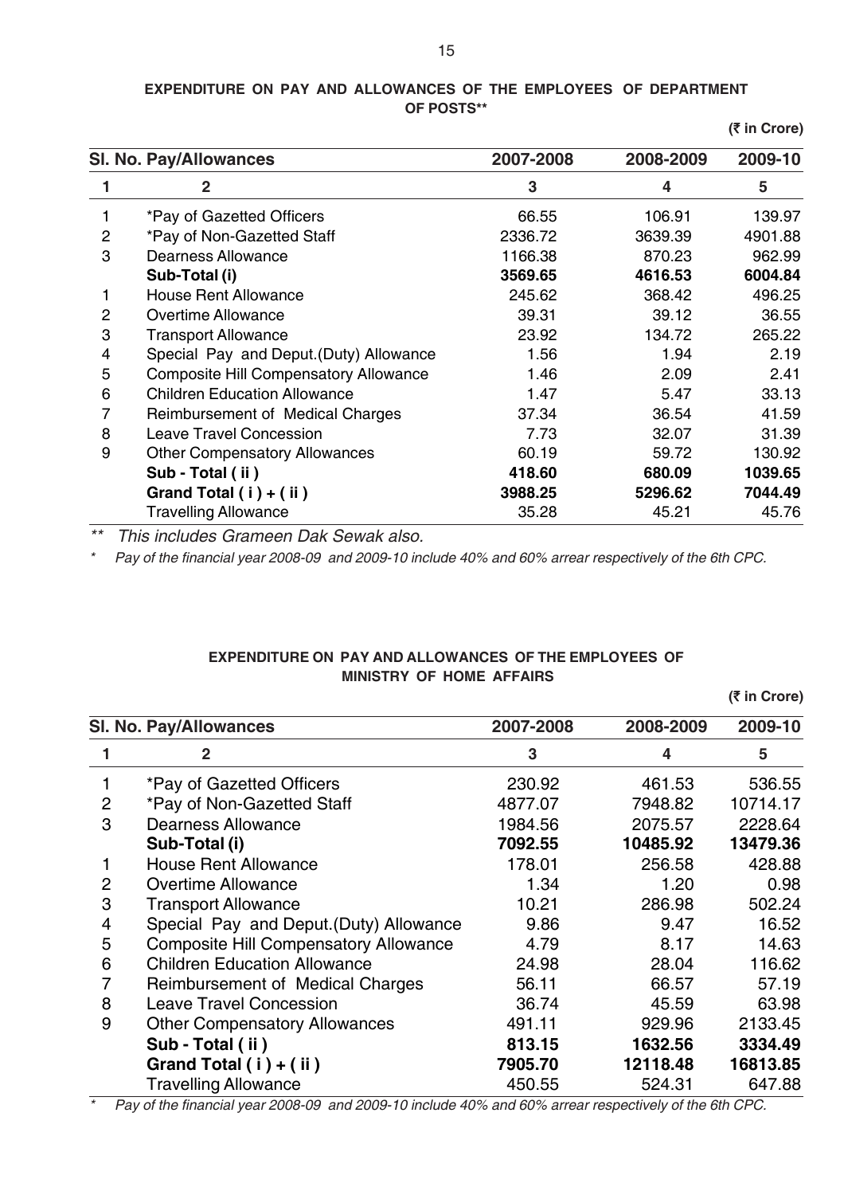## EXPENDITURE ON PAY AND ALLOWANCES OF THE EMPLOYEES OF DEPARTMENT OF POSTS**

**(₹ in Crore)**

| Sl. No. | Pay/Allowances | 2007-2008 | 2008-2009 | 2009-10 |
|---|---|---|---|---|
| 1 | 2 | 3 | 4 | 5 |
| 1 | *Pay of Gazetted Officers | 66.55 | 106.91 | 139.97 |
| 2 | *Pay of Non-Gazetted Staff | 2336.72 | 3639.39 | 4901.88 |
| 3 | Dearness Allowance | 1166.38 | 870.23 | 962.99 |
| | **Sub-Total (i)** | **3569.65** | **4616.53** | **6004.84** |
| 1 | House Rent Allowance | 245.62 | 368.42 | 496.25 |
| 2 | Overtime Allowance | 39.31 | 39.12 | 36.55 |
| 3 | Transport Allowance | 23.92 | 134.72 | 265.22 |
| 4 | Special Pay and Deput.(Duty) Allowance | 1.56 | 1.94 | 2.19 |
| 5 | Composite Hill Compensatory Allowance | 1.46 | 2.09 | 2.41 |
| 6 | Children Education Allowance | 1.47 | 5.47 | 33.13 |
| 7 | Reimbursement of Medical Charges | 37.34 | 36.54 | 41.59 |
| 8 | Leave Travel Concession | 7.73 | 32.07 | 31.39 |
| 9 | Other Compensatory Allowances | 60.19 | 59.72 | 130.92 |
| | **Sub - Total ( ii )** | **418.60** | **680.09** | **1039.65** |
| | **Grand Total ( i ) + ( ii )** | **3988.25** | **5296.62** | **7044.49** |
| | Travelling Allowance | 35.28 | 45.21 | 45.76 |

** *This includes Grameen Dak Sewak also.*

\* *Pay of the financial year 2008-09 and 2009-10 include 40% and 60% arrear respectively of the 6th CPC.*

## EXPENDITURE ON PAY AND ALLOWANCES OF THE EMPLOYEES OF MINISTRY OF HOME AFFAIRS

**(₹ in Crore)**

| Sl. No. | Pay/Allowances | 2007-2008 | 2008-2009 | 2009-10 |
|---|---|---|---|---|
| 1 | 2 | 3 | 4 | 5 |
| 1 | *Pay of Gazetted Officers | 230.92 | 461.53 | 536.55 |
| 2 | *Pay of Non-Gazetted Staff | 4877.07 | 7948.82 | 10714.17 |
| 3 | Dearness Allowance | 1984.56 | 2075.57 | 2228.64 |
| | **Sub-Total (i)** | **7092.55** | **10485.92** | **13479.36** |
| 1 | House Rent Allowance | 178.01 | 256.58 | 428.88 |
| 2 | Overtime Allowance | 1.34 | 1.20 | 0.98 |
| 3 | Transport Allowance | 10.21 | 286.98 | 502.24 |
| 4 | Special Pay and Deput.(Duty) Allowance | 9.86 | 9.47 | 16.52 |
| 5 | Composite Hill Compensatory Allowance | 4.79 | 8.17 | 14.63 |
| 6 | Children Education Allowance | 24.98 | 28.04 | 116.62 |
| 7 | Reimbursement of Medical Charges | 56.11 | 66.57 | 57.19 |
| 8 | Leave Travel Concession | 36.74 | 45.59 | 63.98 |
| 9 | Other Compensatory Allowances | 491.11 | 929.96 | 2133.45 |
| | **Sub - Total ( ii )** | **813.15** | **1632.56** | **3334.49** |
| | **Grand Total ( i ) + ( ii )** | **7905.70** | **12118.48** | **16813.85** |
| | Travelling Allowance | 450.55 | 524.31 | 647.88 |

\* *Pay of the financial year 2008-09 and 2009-10 include 40% and 60% arrear respectively of the 6th CPC.*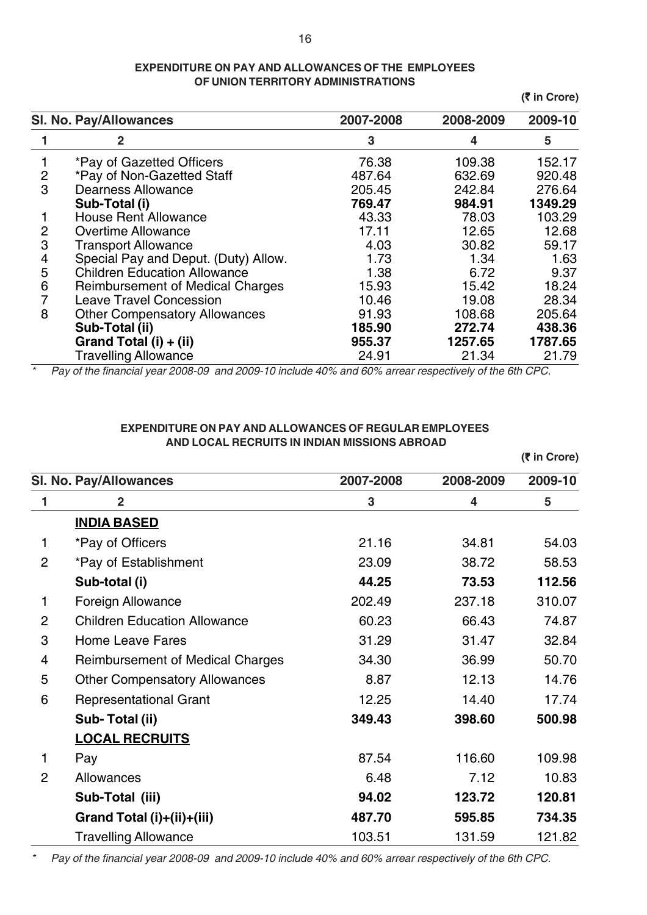## EXPENDITURE ON PAY AND ALLOWANCES OF THE EMPLOYEES OF UNION TERRITORY ADMINISTRATIONS

(₹ in Crore)

| Sl. No. | Pay/Allowances | 2007-2008 | 2008-2009 | 2009-10 |
|---|---|---|---|---|
| 1 | 2 | 3 | 4 | 5 |
| 1 | *Pay of Gazetted Officers | 76.38 | 109.38 | 152.17 |
| 2 | *Pay of Non-Gazetted Staff | 487.64 | 632.69 | 920.48 |
| 3 | Dearness Allowance | 205.45 | 242.84 | 276.64 |
| | **Sub-Total (i)** | **769.47** | **984.91** | **1349.29** |
| 1 | House Rent Allowance | 43.33 | 78.03 | 103.29 |
| 2 | Overtime Allowance | 17.11 | 12.65 | 12.68 |
| 3 | Transport Allowance | 4.03 | 30.82 | 59.17 |
| 4 | Special Pay and Deput. (Duty) Allow. | 1.73 | 1.34 | 1.63 |
| 5 | Children Education Allowance | 1.38 | 6.72 | 9.37 |
| 6 | Reimbursement of Medical Charges | 15.93 | 15.42 | 18.24 |
| 7 | Leave Travel Concession | 10.46 | 19.08 | 28.34 |
| 8 | Other Compensatory Allowances | 91.93 | 108.68 | 205.64 |
| | **Sub-Total (ii)** | **185.90** | **272.74** | **438.36** |
| | **Grand Total (i) + (ii)** | **955.37** | **1257.65** | **1787.65** |
| | Travelling Allowance | 24.91 | 21.34 | 21.79 |

* *Pay of the financial year 2008-09 and 2009-10 include 40% and 60% arrear respectively of the 6th CPC.*

## EXPENDITURE ON PAY AND ALLOWANCES OF REGULAR EMPLOYEES AND LOCAL RECRUITS IN INDIAN MISSIONS ABROAD

(₹ in Crore)

| Sl. No. | Pay/Allowances | 2007-2008 | 2008-2009 | 2009-10 |
|---|---|---|---|---|
| 1 | 2 | 3 | 4 | 5 |
| | **INDIA BASED** | | | |
| 1 | *Pay of Officers | 21.16 | 34.81 | 54.03 |
| 2 | *Pay of Establishment | 23.09 | 38.72 | 58.53 |
| | **Sub-total (i)** | **44.25** | **73.53** | **112.56** |
| 1 | Foreign Allowance | 202.49 | 237.18 | 310.07 |
| 2 | Children Education Allowance | 60.23 | 66.43 | 74.87 |
| 3 | Home Leave Fares | 31.29 | 31.47 | 32.84 |
| 4 | Reimbursement of Medical Charges | 34.30 | 36.99 | 50.70 |
| 5 | Other Compensatory Allowances | 8.87 | 12.13 | 14.76 |
| 6 | Representational Grant | 12.25 | 14.40 | 17.74 |
| | **Sub- Total (ii)** | **349.43** | **398.60** | **500.98** |
| | **LOCAL RECRUITS** | | | |
| 1 | Pay | 87.54 | 116.60 | 109.98 |
| 2 | Allowances | 6.48 | 7.12 | 10.83 |
| | **Sub-Total (iii)** | **94.02** | **123.72** | **120.81** |
| | **Grand Total (i)+(ii)+(iii)** | **487.70** | **595.85** | **734.35** |
| | Travelling Allowance | 103.51 | 131.59 | 121.82 |

* *Pay of the financial year 2008-09 and 2009-10 include 40% and 60% arrear respectively of the 6th CPC.*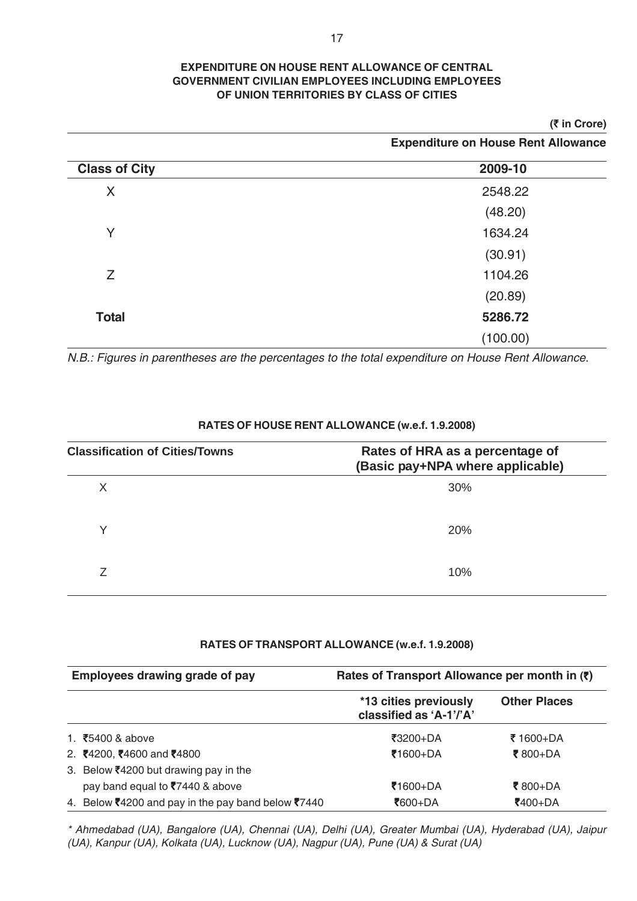## EXPENDITURE ON HOUSE RENT ALLOWANCE OF CENTRAL GOVERNMENT CIVILIAN EMPLOYEES INCLUDING EMPLOYEES OF UNION TERRITORIES BY CLASS OF CITIES

**(₹ in Crore)**

| Class of City | Expenditure on House Rent Allowance 2009-10 |
|---|---|
| X | 2548.22 |
| | (48.20) |
| Y | 1634.24 |
| | (30.91) |
| Z | 1104.26 |
| | (20.89) |
| **Total** | **5286.72** |
| | (100.00) |

*N.B.: Figures in parentheses are the percentages to the total expenditure on House Rent Allowance.*

## RATES OF HOUSE RENT ALLOWANCE (w.e.f. 1.9.2008)

| Classification of Cities/Towns | Rates of HRA as a percentage of (Basic pay+NPA where applicable) |
|---|---|
| X | 30% |
| Y | 20% |
| Z | 10% |

## RATES OF TRANSPORT ALLOWANCE (w.e.f. 1.9.2008)

| Employees drawing grade of pay | Rates of Transport Allowance per month in (₹) | |
|---|---|---|
| | *13 cities previously classified as 'A-1'/'A' | Other Places |
| 1. ₹5400 & above | ₹3200+DA | ₹ 1600+DA |
| 2. ₹4200, ₹4600 and ₹4800 | ₹1600+DA | ₹ 800+DA |
| 3. Below ₹4200 but drawing pay in the pay band equal to ₹7440 & above | ₹1600+DA | ₹ 800+DA |
| 4. Below ₹4200 and pay in the pay band below ₹7440 | ₹600+DA | ₹400+DA |

*\* Ahmedabad (UA), Bangalore (UA), Chennai (UA), Delhi (UA), Greater Mumbai (UA), Hyderabad (UA), Jaipur (UA), Kanpur (UA), Kolkata (UA), Lucknow (UA), Nagpur (UA), Pune (UA) & Surat (UA)*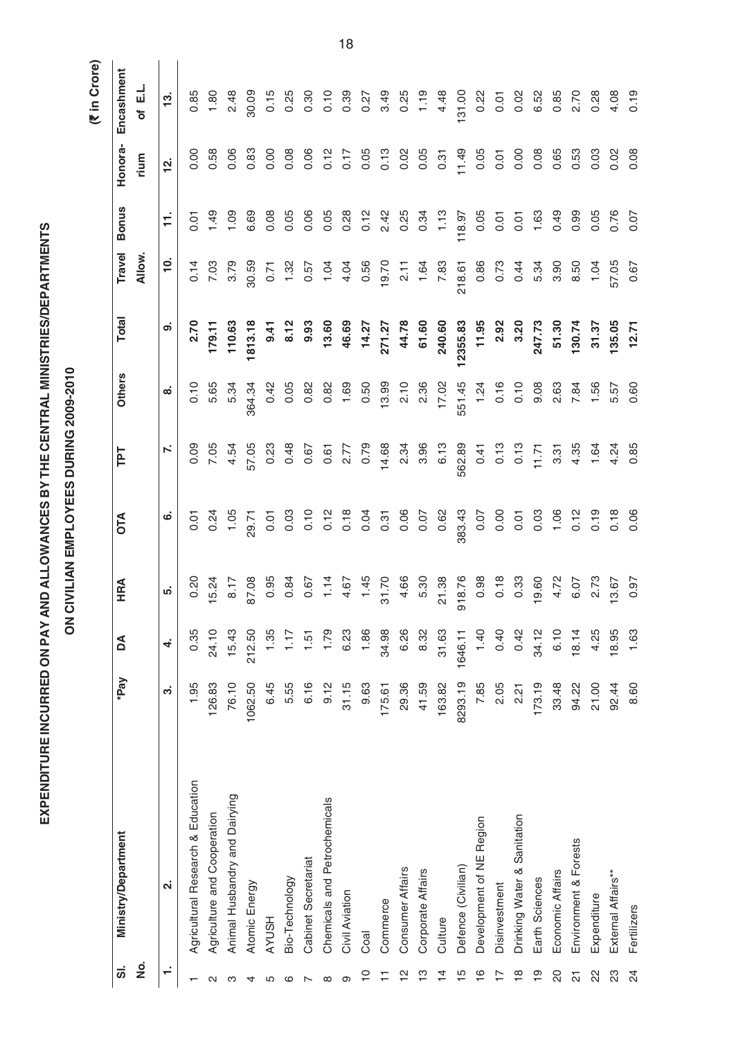# EXPENDITURE INCURRED ON PAY AND ALLOWANCES BY THE CENTRAL MINISTRIES/DEPARTMENTS

## ON CIVILIAN EMPLOYEES DURING 2009-2010

(₹ in Crore)

| Sl. No. | Ministry/Department | *Pay | DA | HRA | OTA | TPT | Others | Total | Travel Allow. | Bonus | Honora-rium | Encashment of E.L. |
|---|---|---|---|---|---|---|---|---|---|---|---|---|
| 1. | 2. | 3. | 4. | 5. | 6. | 7. | 8. | 9. | 10. | 11. | 12. | 13. |
| 1 | Agricultural Research & Education | 1.95 | 0.35 | 0.20 | 0.01 | 0.09 | 0.10 | **2.70** | 0.14 | 0.01 | 0.00 | 0.85 |
| 2 | Agriculture and Cooperation | 126.83 | 24.10 | 15.24 | 0.24 | 7.05 | 5.65 | **179.11** | 7.03 | 1.49 | 0.58 | 1.80 |
| 3 | Animal Husbandry and Dairying | 76.10 | 15.43 | 8.17 | 1.05 | 4.54 | 5.34 | **110.63** | 3.79 | 1.09 | 0.06 | 2.48 |
| 4 | Atomic Energy | 1062.50 | 212.50 | 87.08 | 29.71 | 57.05 | 364.34 | **1813.18** | 30.59 | 6.69 | 0.83 | 30.09 |
| 5 | AYUSH | 6.45 | 1.35 | 0.95 | 0.01 | 0.23 | 0.42 | **9.41** | 0.71 | 0.08 | 0.00 | 0.15 |
| 6 | Bio-Technology | 5.55 | 1.17 | 0.84 | 0.03 | 0.48 | 0.05 | **8.12** | 1.32 | 0.05 | 0.08 | 0.25 |
| 7 | Cabinet Secretariat | 6.16 | 1.51 | 0.67 | 0.10 | 0.67 | 0.82 | **9.93** | 0.57 | 0.06 | 0.06 | 0.30 |
| 8 | Chemicals and Petrochemicals | 9.12 | 1.79 | 1.14 | 0.12 | 0.61 | 0.82 | **13.60** | 1.04 | 0.05 | 0.12 | 0.10 |
| 9 | Civil Aviation | 31.15 | 6.23 | 4.67 | 0.18 | 2.77 | 1.69 | **46.69** | 4.04 | 0.28 | 0.17 | 0.39 |
| 10 | Coal | 9.63 | 1.86 | 1.45 | 0.04 | 0.79 | 0.50 | **14.27** | 0.56 | 0.12 | 0.05 | 0.27 |
| 11 | Commerce | 175.61 | 34.98 | 31.70 | 0.31 | 14.68 | 13.99 | **271.27** | 19.70 | 2.42 | 0.13 | 3.49 |
| 12 | Consumer Affairs | 29.36 | 6.26 | 4.66 | 0.06 | 2.34 | 2.10 | **44.78** | 2.11 | 0.25 | 0.02 | 0.25 |
| 13 | Corporate Affairs | 41.59 | 8.32 | 5.30 | 0.07 | 3.96 | 2.36 | **61.60** | 1.64 | 0.34 | 0.05 | 1.19 |
| 14 | Culture | 163.82 | 31.63 | 21.38 | 0.62 | 6.13 | 17.02 | **240.60** | 7.83 | 1.13 | 0.31 | 4.48 |
| 15 | Defence (Civilian) | 8293.19 | 1646.11 | 918.76 | 383.43 | 562.89 | 551.45 | **12355.83** | 218.61 | 118.97 | 11.49 | 131.00 |
| 16 | Development of NE Region | 7.85 | 1.40 | 0.98 | 0.07 | 0.41 | 1.24 | **11.95** | 0.86 | 0.05 | 0.05 | 0.22 |
| 17 | Disinvestment | 2.05 | 0.40 | 0.18 | 0.00 | 0.13 | 0.16 | **2.92** | 0.73 | 0.01 | 0.01 | 0.01 |
| 18 | Drinking Water & Sanitation | 2.21 | 0.42 | 0.33 | 0.01 | 0.13 | 0.10 | **3.20** | 0.44 | 0.01 | 0.00 | 0.02 |
| 19 | Earth Sciences | 173.19 | 34.12 | 19.60 | 0.03 | 11.71 | 9.08 | **247.73** | 5.34 | 1.63 | 0.08 | 6.52 |
| 20 | Economic Affairs | 33.48 | 6.10 | 4.72 | 1.06 | 3.31 | 2.63 | **51.30** | 3.90 | 0.49 | 0.65 | 0.85 |
| 21 | Environment & Forests | 94.22 | 18.14 | 6.07 | 0.12 | 4.35 | 7.84 | **130.74** | 8.50 | 0.99 | 0.53 | 2.70 |
| 22 | Expenditure | 21.00 | 4.25 | 2.73 | 0.19 | 1.64 | 1.56 | **31.37** | 1.04 | 0.05 | 0.03 | 0.28 |
| 23 | External Affairs** | 92.44 | 18.95 | 13.67 | 0.18 | 4.24 | 5.57 | **135.05** | 57.05 | 0.76 | 0.02 | 4.08 |
| 24 | Fertilizers | 8.60 | 1.63 | 0.97 | 0.06 | 0.85 | 0.60 | **12.71** | 0.67 | 0.07 | 0.08 | 0.19 |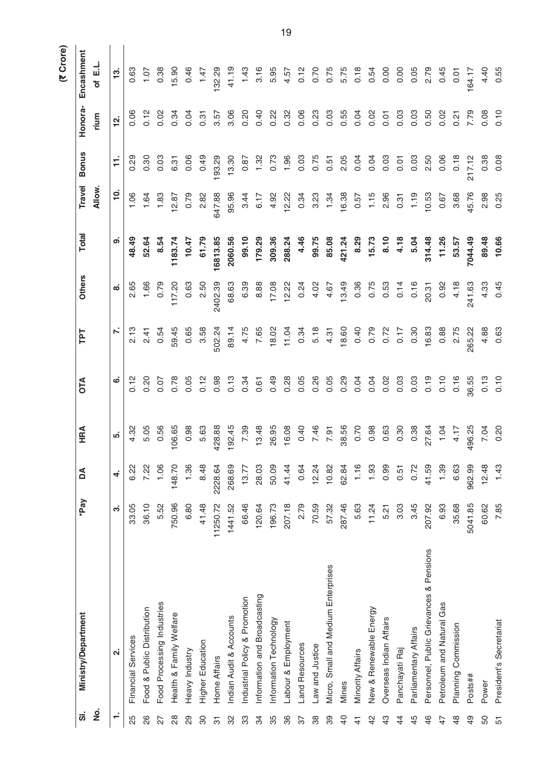(₹ Crore)

| Sl. No. | Ministry/Department | *Pay | DA | HRA | OTA | TPT | Others | Total | Travel Allow. | Bonus | Honora-rium | Encashment of E.L. |
|---|---|---|---|---|---|---|---|---|---|---|---|---|
| 1. | 2. | 3. | 4. | 5. | 6. | 7. | 8. | 9. | 10. | 11. | 12. | 13. |
| 25 | Financial Services | 33.05 | 6.22 | 4.32 | 0.12 | 2.13 | 2.65 | **48.49** | 1.06 | 0.29 | 0.06 | 0.63 |
| 26 | Food & Public Distribution | 36.10 | 7.22 | 5.05 | 0.20 | 2.41 | 1.66 | **52.64** | 1.64 | 0.30 | 0.12 | 1.07 |
| 27 | Food Processing Industries | 5.52 | 1.06 | 0.56 | 0.07 | 0.54 | 0.79 | **8.54** | 1.83 | 0.03 | 0.02 | 0.38 |
| 28 | Health & Family Welfare | 750.96 | 148.70 | 106.65 | 0.78 | 59.45 | 117.20 | **1183.74** | 12.87 | 6.31 | 0.34 | 15.90 |
| 29 | Heavy Industry | 6.80 | 1.36 | 0.98 | 0.05 | 0.65 | 0.63 | **10.47** | 0.79 | 0.06 | 0.04 | 0.46 |
| 30 | Higher Education | 41.48 | 8.48 | 5.63 | 0.12 | 3.58 | 2.50 | **61.79** | 2.82 | 0.49 | 0.31 | 1.47 |
| 31 | Home Affairs | 11250.72 | 2228.64 | 428.88 | 0.98 | 502.24 | 2402.39 | **16813.85** | 647.88 | 193.29 | 3.57 | 132.29 |
| 32 | Indian Audit & Accounts | 1441.52 | 268.69 | 192.45 | 0.13 | 89.14 | 68.63 | **2060.56** | 95.96 | 13.30 | 3.06 | 41.19 |
| 33 | Industrial Policy & Promotion | 66.46 | 13.77 | 7.39 | 0.34 | 4.75 | 6.39 | **99.10** | 3.44 | 0.87 | 0.20 | 1.43 |
| 34 | Information and Broadcasting | 120.64 | 28.03 | 13.48 | 0.61 | 7.65 | 8.88 | **179.29** | 6.17 | 1.32 | 0.40 | 3.16 |
| 35 | Information Technology | 196.73 | 50.09 | 26.95 | 0.49 | 18.02 | 17.08 | **309.36** | 4.92 | 0.73 | 0.22 | 5.95 |
| 36 | Labour & Employment | 207.18 | 41.44 | 16.08 | 0.28 | 11.04 | 12.22 | **288.24** | 12.22 | 1.96 | 0.32 | 4.57 |
| 37 | Land Resources | 2.79 | 0.64 | 0.40 | 0.05 | 0.34 | 0.24 | **4.46** | 0.34 | 0.03 | 0.06 | 0.12 |
| 38 | Law and Justice | 70.59 | 12.24 | 7.46 | 0.26 | 5.18 | 4.02 | **99.75** | 3.23 | 0.75 | 0.23 | 0.70 |
| 39 | Micro, Small and Medium Enterprises | 57.32 | 10.82 | 7.91 | 0.05 | 4.31 | 4.67 | **85.08** | 1.34 | 0.51 | 0.03 | 0.75 |
| 40 | Mines | 287.46 | 62.84 | 38.56 | 0.29 | 18.60 | 13.49 | **421.24** | 16.38 | 2.05 | 0.55 | 5.75 |
| 41 | Minority Affairs | 5.63 | 1.16 | 0.70 | 0.04 | 0.40 | 0.36 | **8.29** | 0.57 | 0.04 | 0.04 | 0.18 |
| 42 | New & Renewable Energy | 11.24 | 1.93 | 0.98 | 0.04 | 0.79 | 0.75 | **15.73** | 1.15 | 0.04 | 0.02 | 0.54 |
| 43 | Overseas Indian Affairs | 5.21 | 0.99 | 0.63 | 0.02 | 0.72 | 0.53 | **8.10** | 2.96 | 0.03 | 0.01 | 0.00 |
| 44 | Panchayati Raj | 3.03 | 0.51 | 0.30 | 0.03 | 0.17 | 0.14 | **4.18** | 0.31 | 0.01 | 0.03 | 0.00 |
| 45 | Parliamentary Affairs | 3.45 | 0.72 | 0.38 | 0.03 | 0.30 | 0.16 | **5.04** | 1.19 | 0.03 | 0.03 | 0.05 |
| 46 | Personnel, Public Grievances & Pensions | 207.92 | 41.59 | 27.64 | 0.19 | 16.83 | 20.31 | **314.48** | 10.53 | 2.50 | 0.50 | 2.79 |
| 47 | Petroleum and Natural Gas | 6.93 | 1.39 | 1.04 | 0.10 | 0.88 | 0.92 | **11.26** | 0.67 | 0.06 | 0.02 | 0.45 |
| 48 | Planning Commission | 35.68 | 6.63 | 4.17 | 0.16 | 2.75 | 4.18 | **53.57** | 3.68 | 0.18 | 0.21 | 0.01 |
| 49 | Posts## | 5041.85 | 962.99 | 496.25 | 36.55 | 265.22 | 241.63 | **7044.49** | 45.76 | 217.12 | 7.79 | 164.17 |
| 50 | Power | 60.62 | 12.48 | 7.04 | 0.13 | 4.88 | 4.33 | **89.48** | 2.98 | 0.38 | 0.08 | 4.40 |
| 51 | President's Secretariat | 7.85 | 1.43 | 0.20 | 0.10 | 0.63 | 0.45 | **10.66** | 0.25 | 0.08 | 0.10 | 0.55 |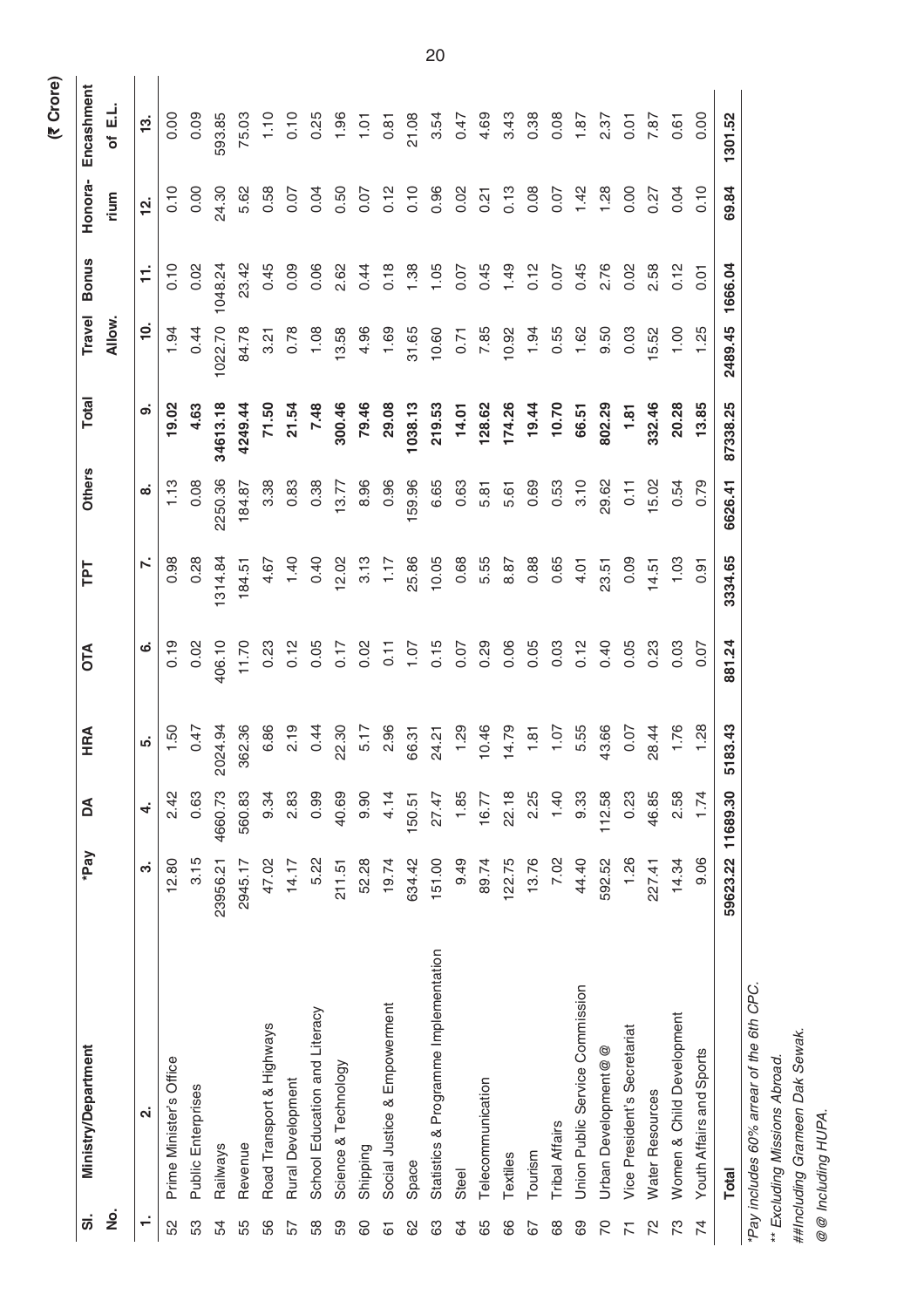(₹ Crore)

| Sl. No. | Ministry/Department | *Pay | DA | HRA | OTA | TPT | Others | Total | Travel Allow. | Bonus | Honorarium | Encashment of E.L. |
|---|---|---|---|---|---|---|---|---|---|---|---|---|
| 1. | 2. | 3. | 4. | 5. | 6. | 7. | 8. | 9. | 10. | 11. | 12. | 13. |
| 52 | Prime Minister's Office | 12.80 | 2.42 | 1.50 | 0.19 | 0.98 | 1.13 | **19.02** | 1.94 | 0.10 | 0.10 | 0.00 |
| 53 | Public Enterprises | 3.15 | 0.63 | 0.47 | 0.02 | 0.28 | 0.08 | **4.63** | 0.44 | 0.02 | 0.00 | 0.09 |
| 54 | Railways | 23956.21 | 4660.73 | 2024.94 | 406.10 | 1314.84 | 2250.36 | **34613.18** | 1022.70 | 1048.24 | 24.30 | 593.85 |
| 55 | Revenue | 2945.17 | 560.83 | 362.36 | 11.70 | 184.51 | 184.87 | **4249.44** | 84.78 | 23.42 | 5.62 | 75.03 |
| 56 | Road Transport & Highways | 47.02 | 9.34 | 6.86 | 0.23 | 4.67 | 3.38 | **71.50** | 3.21 | 0.45 | 0.58 | 1.10 |
| 57 | Rural Development | 14.17 | 2.83 | 2.19 | 0.12 | 1.40 | 0.83 | **21.54** | 0.78 | 0.09 | 0.07 | 0.10 |
| 58 | School Education and Literacy | 5.22 | 0.99 | 0.44 | 0.05 | 0.40 | 0.38 | **7.48** | 1.08 | 0.06 | 0.04 | 0.25 |
| 59 | Science & Technology | 211.51 | 40.69 | 22.30 | 0.17 | 12.02 | 13.77 | **300.46** | 13.58 | 2.62 | 0.50 | 1.96 |
| 60 | Shipping | 52.28 | 9.90 | 5.17 | 0.02 | 3.13 | 8.96 | **79.46** | 4.96 | 0.44 | 0.07 | 1.01 |
| 61 | Social Justice & Empowerment | 19.74 | 4.14 | 2.96 | 0.11 | 1.17 | 0.96 | **29.08** | 1.69 | 0.18 | 0.12 | 0.81 |
| 62 | Space | 634.42 | 150.51 | 66.31 | 1.07 | 25.86 | 159.96 | **1038.13** | 31.65 | 1.38 | 0.10 | 21.08 |
| 63 | Statistics & Programme Implementation | 151.00 | 27.47 | 24.21 | 0.15 | 10.05 | 6.65 | **219.53** | 10.60 | 1.05 | 0.96 | 3.54 |
| 64 | Steel | 9.49 | 1.85 | 1.29 | 0.07 | 0.68 | 0.63 | **14.01** | 0.71 | 0.07 | 0.02 | 0.47 |
| 65 | Telecommunication | 89.74 | 16.77 | 10.46 | 0.29 | 5.55 | 5.81 | **128.62** | 7.85 | 0.45 | 0.21 | 4.69 |
| 66 | Textiles | 122.75 | 22.18 | 14.79 | 0.06 | 8.87 | 5.61 | **174.26** | 10.92 | 1.49 | 0.13 | 3.43 |
| 67 | Tourism | 13.76 | 2.25 | 1.81 | 0.05 | 0.88 | 0.69 | **19.44** | 1.94 | 0.12 | 0.08 | 0.38 |
| 68 | Tribal Affairs | 7.02 | 1.40 | 1.07 | 0.03 | 0.65 | 0.53 | **10.70** | 0.55 | 0.07 | 0.07 | 0.08 |
| 69 | Union Public Service Commission | 44.40 | 9.33 | 5.55 | 0.12 | 4.01 | 3.10 | **66.51** | 1.62 | 0.45 | 1.42 | 1.87 |
| 70 | Urban Development@@ | 592.52 | 112.58 | 43.66 | 0.40 | 23.51 | 29.62 | **802.29** | 9.50 | 2.76 | 1.28 | 2.37 |
| 71 | Vice President's Secretariat | 1.26 | 0.23 | 0.07 | 0.05 | 0.09 | 0.11 | **1.81** | 0.03 | 0.02 | 0.00 | 0.01 |
| 72 | Water Resources | 227.41 | 46.85 | 28.44 | 0.23 | 14.51 | 15.02 | **332.46** | 15.52 | 2.58 | 0.27 | 7.87 |
| 73 | Women & Child Development | 14.34 | 2.58 | 1.76 | 0.03 | 1.03 | 0.54 | **20.28** | 1.00 | 0.12 | 0.04 | 0.61 |
| 74 | Youth Affairs and Sports | 9.06 | 1.74 | 1.28 | 0.07 | 0.91 | 0.79 | **13.85** | 1.25 | 0.01 | 0.10 | 0.00 |
| | **Total** | **59623.22** | **11689.30** | **5183.43** | **881.24** | **3334.65** | **6626.41** | **87338.25** | **2489.45** | **1666.04** | **69.84** | **1301.52** |

*Pay includes 60% arrear of the 6th CPC.

** Excluding Missions Abroad.

##Including Grameen Dak Sewak.

@@ Including HUPA.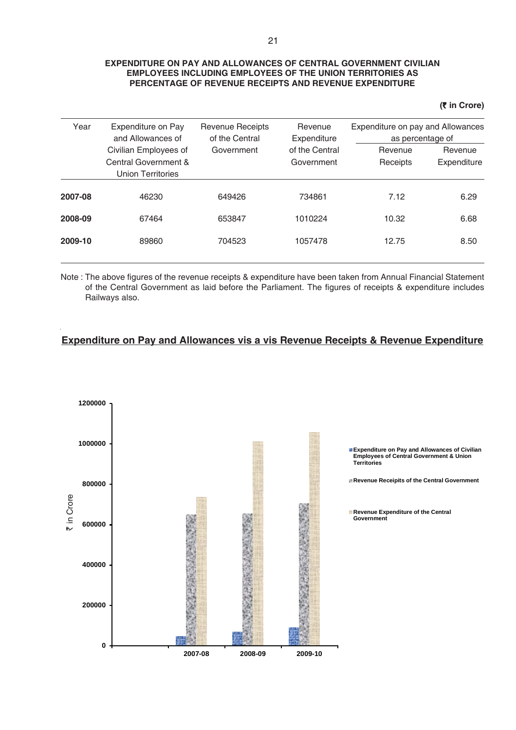**EXPENDITURE ON PAY AND ALLOWANCES OF CENTRAL GOVERNMENT CIVILIAN EMPLOYEES INCLUDING EMPLOYEES OF THE UNION TERRITORIES AS PERCENTAGE OF REVENUE RECEIPTS AND REVENUE EXPENDITURE**

**(₹ in Crore)**

| Year | Expenditure on Pay and Allowances of Civilian Employees of Central Government & Union Territories | Revenue Receipts of the Central Government | Revenue Expenditure of the Central Government | Expenditure on pay and Allowances as percentage of | |
|---|---|---|---|---|---|
| | | | | Revenue Receipts | Revenue Expenditure |
| **2007-08** | 46230 | 649426 | 734861 | 7.12 | 6.29 |
| **2008-09** | 67464 | 653847 | 1010224 | 10.32 | 6.68 |
| **2009-10** | 89860 | 704523 | 1057478 | 12.75 | 8.50 |

Note : The above figures of the revenue receipts & expenditure have been taken from Annual Financial Statement of the Central Government as laid before the Parliament. The figures of receipts & expenditure includes Railways also.

**Expenditure on Pay and Allowances vis a vis Revenue Receipts & Revenue Expenditure**

₹ in Crore

1200000
1000000
800000
600000
400000
200000
0

2007-08 2008-09 2009-10

- Expenditure on Pay and Allowances of Civilian Employees of Central Government & Union Territories
- Revenue Receipts of the Central Government
- Revenue Expenditure of the Central Government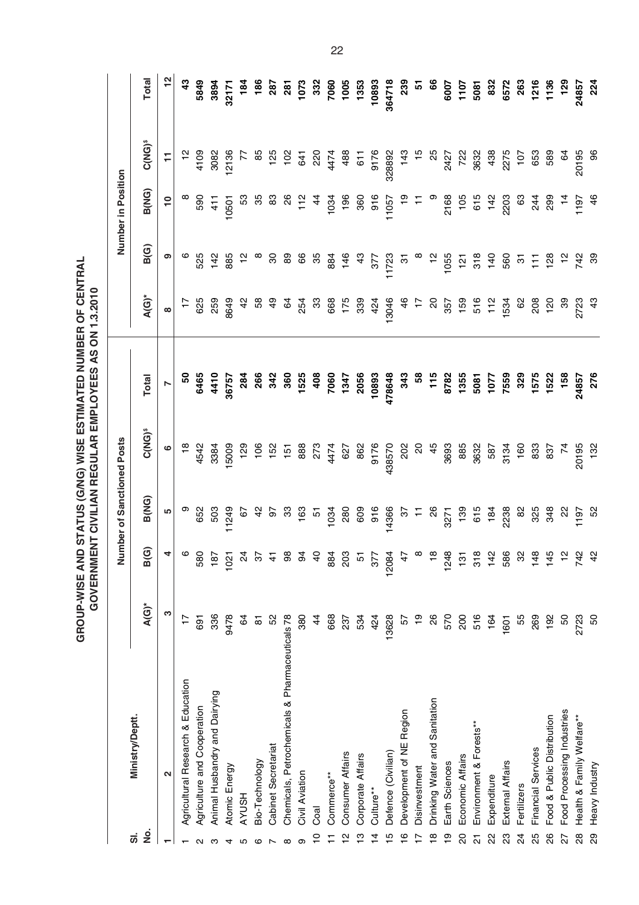# GROUP-WISE AND STATUS (G/NG) WISE ESTIMATED NUMBER OF CENTRAL GOVERNMENT CIVILIAN REGULAR EMPLOYEES AS ON 1.3.2010

| Sl. No. | Ministry/Deptt. | Number of Sanctioned Posts | | | | | Number in Position | | | | |
|---|---|---|---|---|---|---|---|---|---|---|---|
| | | A(G)* | B(G) | B(NG) | C(NG)$ | Total | A(G)* | B(G) | B(NG) | C(NG)$ | Total |
| 1 | 2 | 3 | 4 | 5 | 6 | 7 | 8 | 9 | 10 | 11 | 12 |
| 1 | Agricultural Research & Education | 17 | 6 | 9 | 18 | **50** | 17 | 6 | 8 | 12 | **43** |
| 2 | Agriculture and Cooperation | 691 | 580 | 652 | 4542 | **6465** | 625 | 525 | 590 | 4109 | **5849** |
| 3 | Animal Husbandry and Dairying | 336 | 187 | 503 | 3384 | **4410** | 259 | 142 | 411 | 3082 | **3894** |
| 4 | Atomic Energy | 9478 | 1021 | 11249 | 15009 | **36757** | 8649 | 885 | 10501 | 12136 | **32171** |
| 5 | AYUSH | 64 | 24 | 67 | 129 | **284** | 42 | 12 | 53 | 77 | **184** |
| 6 | Bio-Technology | 81 | 37 | 42 | 106 | **266** | 58 | 8 | 35 | 85 | **186** |
| 7 | Cabinet Secretariat | 52 | 41 | 97 | 152 | **342** | 49 | 30 | 83 | 125 | **287** |
| 8 | Chemicals, Petrochemicals & Pharmaceuticals | 78 | 98 | 33 | 151 | **360** | 64 | 89 | 26 | 102 | **281** |
| 9 | Civil Aviation | 380 | 94 | 163 | 888 | **1525** | 254 | 66 | 112 | 641 | **1073** |
| 10 | Coal | 44 | 40 | 51 | 273 | **408** | 33 | 35 | 44 | 220 | **332** |
| 11 | Commerce** | 668 | 884 | 1034 | 4474 | **7060** | 668 | 884 | 1034 | 4474 | **7060** |
| 12 | Consumer Affairs | 237 | 203 | 280 | 627 | **1347** | 175 | 146 | 196 | 488 | **1005** |
| 13 | Corporate Affairs | 534 | 51 | 609 | 862 | **2056** | 339 | 43 | 360 | 611 | **1353** |
| 14 | Culture** | 424 | 377 | 916 | 9176 | **10893** | 424 | 377 | 916 | 9176 | **10893** |
| 15 | Defence (Civilian) | 13628 | 12084 | 14366 | 438570 | **478648** | 13046 | 11723 | 11057 | 328892 | **364718** |
| 16 | Development of NE Region | 57 | 47 | 37 | 202 | **343** | 46 | 31 | 19 | 143 | **239** |
| 17 | Disinvestment | 19 | 8 | 11 | 20 | **58** | 17 | 8 | 11 | 15 | **51** |
| 18 | Drinking Water and Sanitation | 26 | 18 | 26 | 45 | **115** | 20 | 12 | 9 | 25 | **66** |
| 19 | Earth Sciences | 570 | 1248 | 3271 | 3693 | **8782** | 357 | 1055 | 2168 | 2427 | **6007** |
| 20 | Economic Affairs | 200 | 131 | 139 | 885 | **1355** | 159 | 121 | 105 | 722 | **1107** |
| 21 | Environment & Forests** | 516 | 318 | 615 | 3632 | **5081** | 516 | 318 | 615 | 3632 | **5081** |
| 22 | Expenditure | 164 | 142 | 184 | 587 | **1077** | 112 | 140 | 142 | 438 | **832** |
| 23 | External Affairs | 1601 | 586 | 2238 | 3134 | **7559** | 1534 | 560 | 2203 | 2275 | **6572** |
| 24 | Fertilizers | 55 | 32 | 82 | 160 | **329** | 62 | 31 | 63 | 107 | **263** |
| 25 | Financial Services | 269 | 148 | 325 | 833 | **1575** | 208 | 111 | 244 | 653 | **1216** |
| 26 | Food & Public Distribution | 192 | 145 | 348 | 837 | **1522** | 120 | 128 | 299 | 589 | **1136** |
| 27 | Food Processing Industries | 50 | 12 | 22 | 74 | **158** | 39 | 12 | 14 | 64 | **129** |
| 28 | Health & Family Welfare** | 2723 | 742 | 1197 | 20195 | **24857** | 2723 | 742 | 1197 | 20195 | **24857** |
| 29 | Heavy Industry | 50 | 42 | 52 | 132 | **276** | 43 | 39 | 46 | 96 | **224** |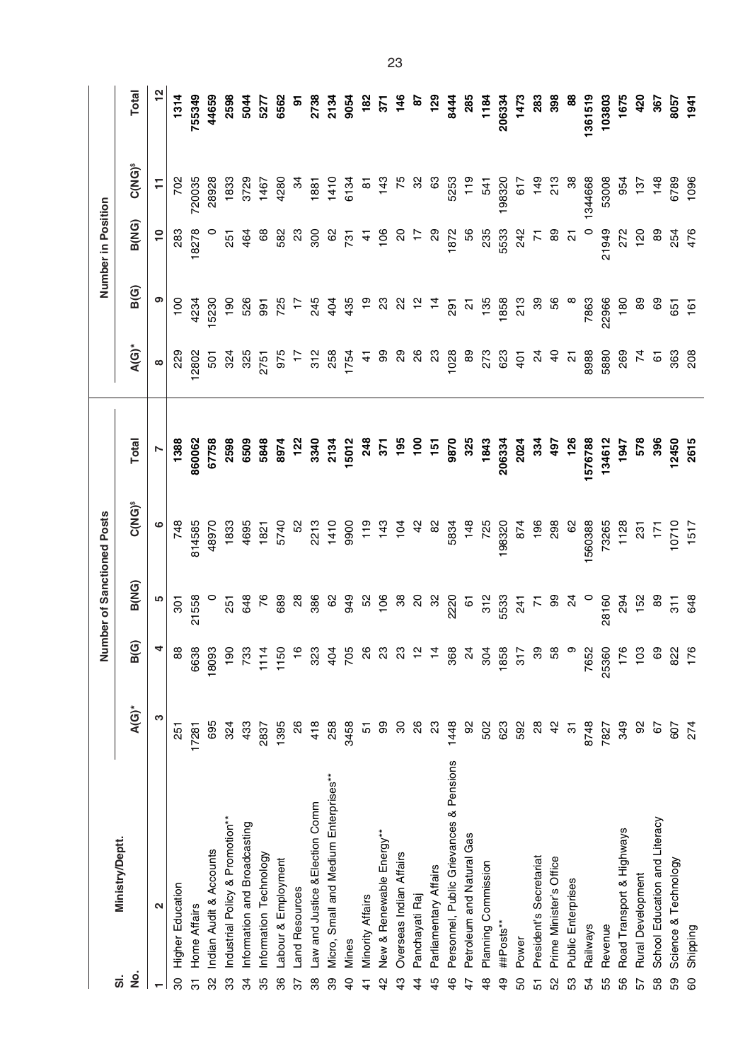| Sl. No. | Ministry/Deptt. | Number of Sanctioned Posts | | | | | Number in Position | | | | |
|---|---|---|---|---|---|---|---|---|---|---|---|
| | | A(G)* | B(G) | B(NG) | C(NG)$ | Total | A(G)* | B(G) | B(NG) | C(NG)$ | Total |
| 1 | 2 | 3 | 4 | 5 | 6 | 7 | 8 | 9 | 10 | 11 | 12 |
| 30 | Higher Education | 251 | 88 | 301 | 748 | **1388** | 229 | 100 | 283 | 702 | **1314** |
| 31 | Home Affairs | 17281 | 6638 | 21558 | 814585 | **860062** | 12802 | 4234 | 18278 | 720035 | **755349** |
| 32 | Indian Audit & Accounts | 695 | 18093 | 0 | 48970 | **67758** | 501 | 15230 | 0 | 28928 | **44659** |
| 33 | Industrial Policy & Promotion** | 324 | 190 | 251 | 1833 | **2598** | 324 | 190 | 251 | 1833 | **2598** |
| 34 | Information and Broadcasting | 433 | 733 | 648 | 4695 | **6509** | 325 | 526 | 464 | 3729 | **5044** |
| 35 | Information Technology | 2837 | 1114 | 76 | 1821 | **5848** | 2751 | 991 | 68 | 1467 | **5277** |
| 36 | Labour & Employment | 1395 | 1150 | 689 | 5740 | **8974** | 975 | 725 | 582 | 4280 | **6562** |
| 37 | Land Resources | 26 | 16 | 28 | 52 | **122** | 17 | 17 | 23 | 34 | **91** |
| 38 | Law and Justice &Election Comm | 418 | 323 | 386 | 2213 | **3340** | 312 | 245 | 300 | 1881 | **2738** |
| 39 | Micro, Small and Medium Enterprises** | 258 | 404 | 62 | 1410 | **2134** | 258 | 404 | 62 | 1410 | **2134** |
| 40 | Mines | 3458 | 705 | 949 | 9900 | **15012** | 1754 | 435 | 731 | 6134 | **9054** |
| 41 | Minority Affairs | 51 | 26 | 52 | 119 | **248** | 41 | 19 | 41 | 81 | **182** |
| 42 | New & Renewable Energy** | 99 | 23 | 106 | 143 | **371** | 99 | 23 | 106 | 143 | **371** |
| 43 | Overseas Indian Affairs | 30 | 23 | 38 | 104 | **195** | 29 | 22 | 20 | 75 | **146** |
| 44 | Panchayati Raj | 26 | 12 | 20 | 42 | **100** | 26 | 12 | 17 | 32 | **87** |
| 45 | Parliamentary Affairs | 23 | 14 | 32 | 82 | **151** | 23 | 14 | 29 | 63 | **129** |
| 46 | Personnel, Public Grievances & Pensions | 1448 | 368 | 2220 | 5834 | **9870** | 1028 | 291 | 1872 | 5253 | **8444** |
| 47 | Petroleum and Natural Gas | 92 | 24 | 61 | 148 | **325** | 89 | 21 | 56 | 119 | **285** |
| 48 | Planning Commission | 502 | 304 | 312 | 725 | **1843** | 273 | 135 | 235 | 541 | **1184** |
| 49 | ##Posts** | 623 | 1858 | 5533 | 198320 | **206334** | 623 | 1858 | 5533 | 198320 | **206334** |
| 50 | Power | 592 | 317 | 241 | 874 | **2024** | 401 | 213 | 242 | 617 | **1473** |
| 51 | President's Secretariat | 28 | 39 | 71 | 196 | **334** | 24 | 39 | 71 | 149 | **283** |
| 52 | Prime Minister's Office | 42 | 58 | 99 | 298 | **497** | 40 | 56 | 89 | 213 | **398** |
| 53 | Public Enterprises | 31 | 9 | 24 | 62 | **126** | 21 | 8 | 21 | 38 | **88** |
| 54 | Railways | 8748 | 7652 | 0 | 1560388 | **1576788** | 8988 | 7863 | 0 | 1344668 | **1361519** |
| 55 | Revenue | 7827 | 25360 | 28160 | 73265 | **134612** | 5880 | 22966 | 21949 | 53008 | **103803** |
| 56 | Road Transport & Highways | 349 | 176 | 294 | 1128 | **1947** | 269 | 180 | 272 | 954 | **1675** |
| 57 | Rural Development | 92 | 103 | 152 | 231 | **578** | 74 | 89 | 120 | 137 | **420** |
| 58 | School Education and Literacy | 67 | 69 | 89 | 171 | **396** | 61 | 69 | 89 | 148 | **367** |
| 59 | Science & Technology | 607 | 822 | 311 | 10710 | **12450** | 363 | 651 | 254 | 6789 | **8057** |
| 60 | Shipping | 274 | 176 | 648 | 1517 | **2615** | 208 | 161 | 476 | 1096 | **1941** |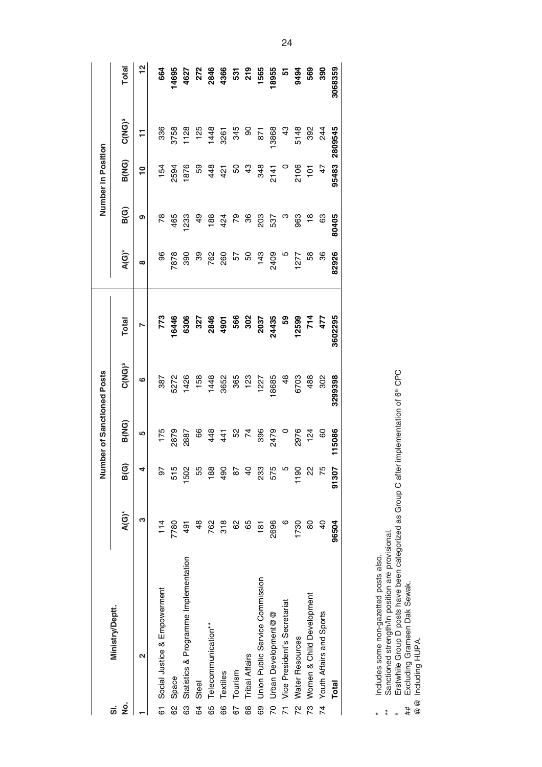| Sl. No. | Ministry/Deptt. | Number of Sanctioned Posts | | | | | Number in Position | | | | |
|---|---|---|---|---|---|---|---|---|---|---|---|
| | | A(G)* | B(G) | B(NG) | C(NG)$ | Total | A(G)* | B(G) | B(NG) | C(NG)$ | Total |
| 1 | 2 | 3 | 4 | 5 | 6 | 7 | 8 | 9 | 10 | 11 | 12 |
| 61 | Social Justice & Empowerment | 114 | 97 | 175 | 387 | **773** | 96 | 78 | 154 | 336 | **664** |
| 62 | Space | 7780 | 515 | 2879 | 5272 | **16446** | 7878 | 465 | 2594 | 3758 | **14695** |
| 63 | Statistics & Programme Implementation | 491 | 1502 | 2887 | 1426 | **6306** | 390 | 1233 | 1876 | 1128 | **4627** |
| 64 | Steel | 48 | 55 | 66 | 158 | **327** | 39 | 49 | 59 | 125 | **272** |
| 65 | Telecommunication** | 762 | 188 | 448 | 1448 | **2846** | 762 | 188 | 448 | 1448 | **2846** |
| 66 | Textiles | 318 | 490 | 441 | 3652 | **4901** | 260 | 424 | 421 | 3261 | **4366** |
| 67 | Tourism | 62 | 87 | 52 | 365 | **566** | 57 | 79 | 50 | 345 | **531** |
| 68 | Tribal Affairs | 65 | 40 | 74 | 123 | **302** | 50 | 36 | 43 | 90 | **219** |
| 69 | Union Public Service Commission | 181 | 233 | 396 | 1227 | **2037** | 143 | 203 | 348 | 871 | **1565** |
| 70 | Urban Development@@ | 2696 | 575 | 2479 | 18685 | **24435** | 2409 | 537 | 2141 | 13868 | **18955** |
| 71 | Vice President's Secretariat | 6 | 5 | 0 | 48 | **59** | 5 | 3 | 0 | 43 | **51** |
| 72 | Water Resources | 1730 | 1190 | 2976 | 6703 | **12599** | 1277 | 963 | 2106 | 5148 | **9494** |
| 73 | Women & Child Development | 80 | 22 | 124 | 488 | **714** | 58 | 18 | 101 | 392 | **569** |
| 74 | Youth Affairs and Sports | 40 | 75 | 60 | 302 | **477** | 36 | 63 | 47 | 244 | **390** |
| | **Total** | **96504** | **91307** | **115086** | **3299398** | **3602295** | **82926** | **80405** | **95483** | **2809545** | **3068359** |

\* Includes some non-gazetted posts also.

\*\* Sanctioned strength/In position are provisional.

$ Erstwhile Group D posts have been categorized as Group C after implementation of 6th CPC

\## Excluding Grameen Dak Sewak.

@@ Including HUPA.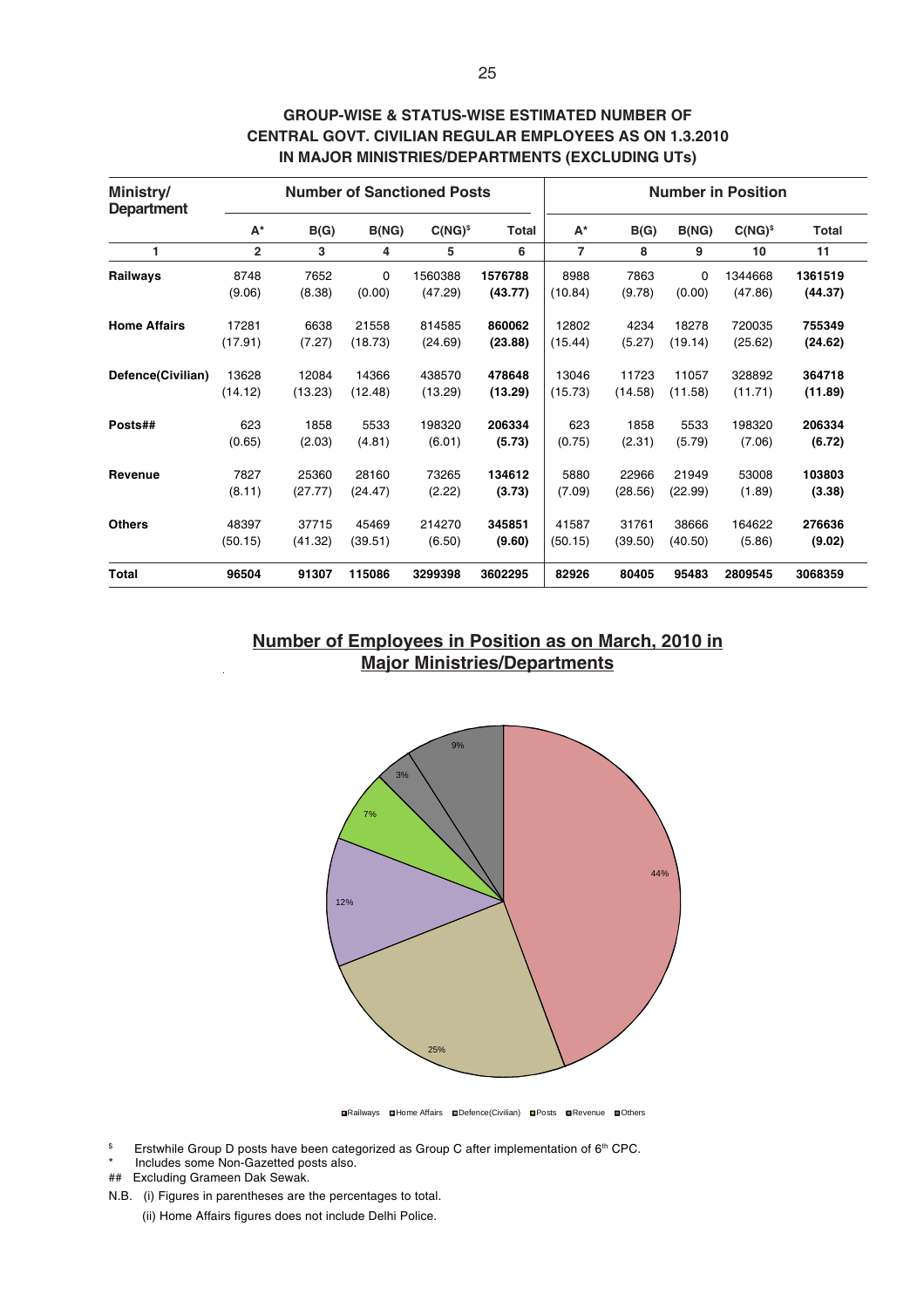## GROUP-WISE & STATUS-WISE ESTIMATED NUMBER OF CENTRAL GOVT. CIVILIAN REGULAR EMPLOYEES AS ON 1.3.2010 IN MAJOR MINISTRIES/DEPARTMENTS (EXCLUDING UTs)

| Ministry/ Department | Number of Sanctioned Posts | | | | | Number in Position | | | | |
|---|---|---|---|---|---|---|---|---|---|---|
| | A* | B(G) | B(NG) | C(NG)$ | Total | A* | B(G) | B(NG) | C(NG)$ | Total |
| 1 | 2 | 3 | 4 | 5 | 6 | 7 | 8 | 9 | 10 | 11 |
| **Railways** | 8748 (9.06) | 7652 (8.38) | 0 (0.00) | 1560388 (47.29) | **1576788 (43.77)** | 8988 (10.84) | 7863 (9.78) | 0 (0.00) | 1344668 (47.86) | **1361519 (44.37)** |
| **Home Affairs** | 17281 (17.91) | 6638 (7.27) | 21558 (18.73) | 814585 (24.69) | **860062 (23.88)** | 12802 (15.44) | 4234 (5.27) | 18278 (19.14) | 720035 (25.62) | **755349 (24.62)** |
| **Defence(Civilian)** | 13628 (14.12) | 12084 (13.23) | 14366 (12.48) | 438570 (13.29) | **478648 (13.29)** | 13046 (15.73) | 11723 (14.58) | 11057 (11.58) | 328892 (11.71) | **364718 (11.89)** |
| **Posts##** | 623 (0.65) | 1858 (2.03) | 5533 (4.81) | 198320 (6.01) | **206334 (5.73)** | 623 (0.75) | 1858 (2.31) | 5533 (5.79) | 198320 (7.06) | **206334 (6.72)** |
| **Revenue** | 7827 (8.11) | 25360 (27.77) | 28160 (24.47) | 73265 (2.22) | **134612 (3.73)** | 5880 (7.09) | 22966 (28.56) | 21949 (22.99) | 53008 (1.89) | **103803 (3.38)** |
| **Others** | 48397 (50.15) | 37715 (41.32) | 45469 (39.51) | 214270 (6.50) | **345851 (9.60)** | 41587 (50.15) | 31761 (39.50) | 38666 (40.50) | 164622 (5.86) | **276636 (9.02)** |
| **Total** | **96504** | **91307** | **115086** | **3299398** | **3602295** | **82926** | **80405** | **95483** | **2809545** | **3068359** |

## Number of Employees in Position as on March, 2010 in Major Ministries/Departments

| Ministry/Department | Share |
|---|---|
| Railways | 44% |
| Home Affairs | 25% |
| Defence(Civilian) | 12% |
| Posts | 7% |
| Revenue | 3% |
| Others | 9% |

$ Erstwhile Group D posts have been categorized as Group C after implementation of 6th CPC.

\* Includes some Non-Gazetted posts also.

## Excluding Grameen Dak Sewak.

N.B. (i) Figures in parentheses are the percentages to total.

(ii) Home Affairs figures does not include Delhi Police.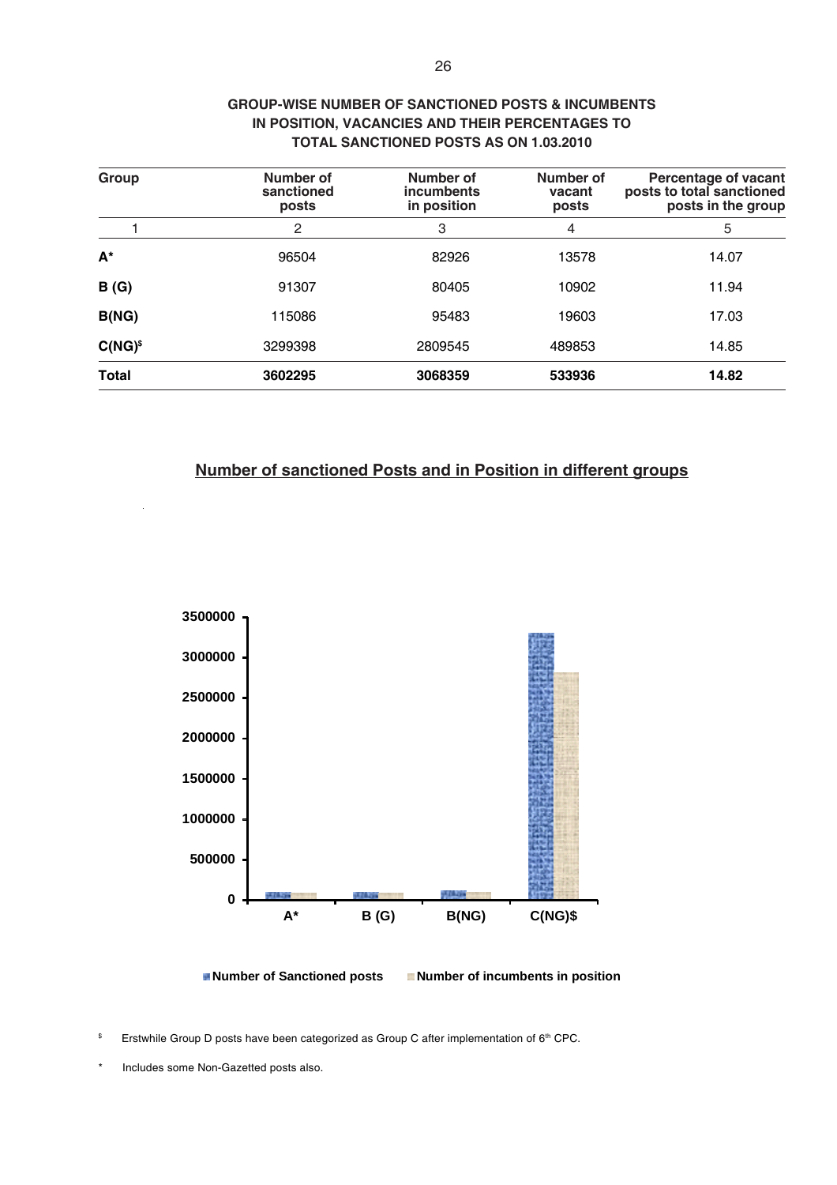## GROUP-WISE NUMBER OF SANCTIONED POSTS & INCUMBENTS IN POSITION, VACANCIES AND THEIR PERCENTAGES TO TOTAL SANCTIONED POSTS AS ON 1.03.2010

| Group | Number of sanctioned posts | Number of incumbents in position | Number of vacant posts | Percentage of vacant posts to total sanctioned posts in the group |
|---|---|---|---|---|
| 1 | 2 | 3 | 4 | 5 |
| **A*** | 96504 | 82926 | 13578 | 14.07 |
| **B (G)** | 91307 | 80405 | 10902 | 11.94 |
| **B(NG)** | 115086 | 95483 | 19603 | 17.03 |
| **C(NG)$** | 3299398 | 2809545 | 489853 | 14.85 |
| **Total** | **3602295** | **3068359** | **533936** | **14.82** |

## Number of sanctioned Posts and in Position in different groups

| Group | Number of Sanctioned posts | Number of incumbents in position |
|---|---|---|
| A* | 96504 | 82926 |
| B (G) | 91307 | 80405 |
| B(NG) | 115086 | 95483 |
| C(NG)$ | 3299398 | 2809545 |

$ Erstwhile Group D posts have been categorized as Group C after implementation of 6th CPC.

\* Includes some Non-Gazetted posts also.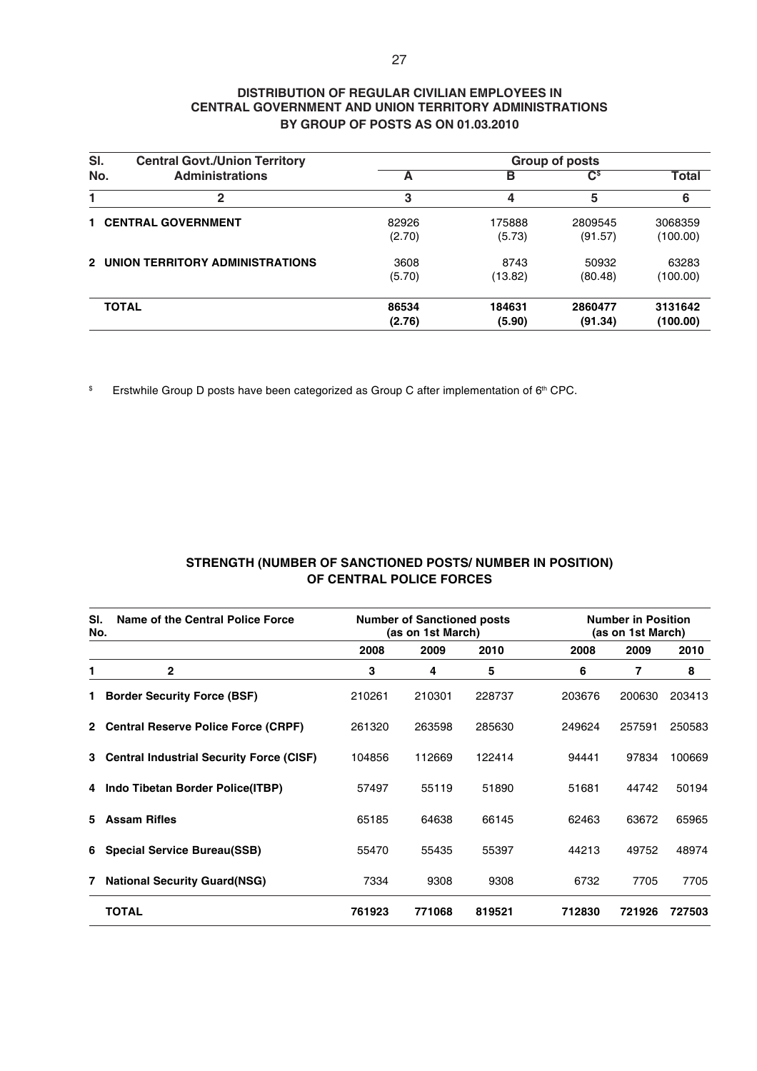## DISTRIBUTION OF REGULAR CIVILIAN EMPLOYEES IN CENTRAL GOVERNMENT AND UNION TERRITORY ADMINISTRATIONS BY GROUP OF POSTS AS ON 01.03.2010

| Sl. No. | Central Govt./Union Territory Administrations | Group of posts | | | |
|---|---|---|---|---|---|
| | | A | B | C[$] | Total |
| 1 | 2 | 3 | 4 | 5 | 6 |
| 1 | CENTRAL GOVERNMENT | 82926 (2.70) | 175888 (5.73) | 2809545 (91.57) | 3068359 (100.00) |
| 2 | UNION TERRITORY ADMINISTRATIONS | 3608 (5.70) | 8743 (13.82) | 50932 (80.48) | 63283 (100.00) |
| | **TOTAL** | **86534 (2.76)** | **184631 (5.90)** | **2860477 (91.34)** | **3131642 (100.00)** |

[$] Erstwhile Group D posts have been categorized as Group C after implementation of 6th CPC.

## STRENGTH (NUMBER OF SANCTIONED POSTS/ NUMBER IN POSITION) OF CENTRAL POLICE FORCES

| Sl. No. | Name of the Central Police Force | Number of Sanctioned posts (as on 1st March) | | | Number in Position (as on 1st March) | | |
|---|---|---|---|---|---|---|---|
| | | 2008 | 2009 | 2010 | 2008 | 2009 | 2010 |
| 1 | 2 | 3 | 4 | 5 | 6 | 7 | 8 |
| 1 | **Border Security Force (BSF)** | 210261 | 210301 | 228737 | 203676 | 200630 | 203413 |
| 2 | **Central Reserve Police Force (CRPF)** | 261320 | 263598 | 285630 | 249624 | 257591 | 250583 |
| 3 | **Central Industrial Security Force (CISF)** | 104856 | 112669 | 122414 | 94441 | 97834 | 100669 |
| 4 | **Indo Tibetan Border Police(ITBP)** | 57497 | 55119 | 51890 | 51681 | 44742 | 50194 |
| 5 | **Assam Rifles** | 65185 | 64638 | 66145 | 62463 | 63672 | 65965 |
| 6 | **Special Service Bureau(SSB)** | 55470 | 55435 | 55397 | 44213 | 49752 | 48974 |
| 7 | **National Security Guard(NSG)** | 7334 | 9308 | 9308 | 6732 | 7705 | 7705 |
| | **TOTAL** | **761923** | **771068** | **819521** | **712830** | **721926** | **727503** |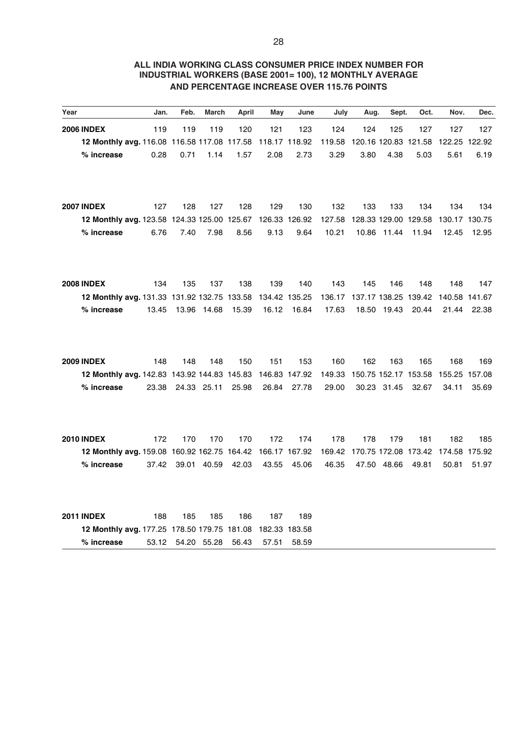## ALL INDIA WORKING CLASS CONSUMER PRICE INDEX NUMBER FOR INDUSTRIAL WORKERS (BASE 2001= 100), 12 MONTHLY AVERAGE AND PERCENTAGE INCREASE OVER 115.76 POINTS

| Year | Jan. | Feb. | March | April | May | June | July | Aug. | Sept. | Oct. | Nov. | Dec. |
|---|---|---|---|---|---|---|---|---|---|---|---|---|
| **2006 INDEX** | 119 | 119 | 119 | 120 | 121 | 123 | 124 | 124 | 125 | 127 | 127 | 127 |
| **12 Monthly avg.** | 116.08 | 116.58 | 117.08 | 117.58 | 118.17 | 118.92 | 119.58 | 120.16 | 120.83 | 121.58 | 122.25 | 122.92 |
| **% increase** | 0.28 | 0.71 | 1.14 | 1.57 | 2.08 | 2.73 | 3.29 | 3.80 | 4.38 | 5.03 | 5.61 | 6.19 |
| **2007 INDEX** | 127 | 128 | 127 | 128 | 129 | 130 | 132 | 133 | 133 | 134 | 134 | 134 |
| **12 Monthly avg.** | 123.58 | 124.33 | 125.00 | 125.67 | 126.33 | 126.92 | 127.58 | 128.33 | 129.00 | 129.58 | 130.17 | 130.75 |
| **% increase** | 6.76 | 7.40 | 7.98 | 8.56 | 9.13 | 9.64 | 10.21 | 10.86 | 11.44 | 11.94 | 12.45 | 12.95 |
| **2008 INDEX** | 134 | 135 | 137 | 138 | 139 | 140 | 143 | 145 | 146 | 148 | 148 | 147 |
| **12 Monthly avg.** | 131.33 | 131.92 | 132.75 | 133.58 | 134.42 | 135.25 | 136.17 | 137.17 | 138.25 | 139.42 | 140.58 | 141.67 |
| **% increase** | 13.45 | 13.96 | 14.68 | 15.39 | 16.12 | 16.84 | 17.63 | 18.50 | 19.43 | 20.44 | 21.44 | 22.38 |
| **2009 INDEX** | 148 | 148 | 148 | 150 | 151 | 153 | 160 | 162 | 163 | 165 | 168 | 169 |
| **12 Monthly avg.** | 142.83 | 143.92 | 144.83 | 145.83 | 146.83 | 147.92 | 149.33 | 150.75 | 152.17 | 153.58 | 155.25 | 157.08 |
| **% increase** | 23.38 | 24.33 | 25.11 | 25.98 | 26.84 | 27.78 | 29.00 | 30.23 | 31.45 | 32.67 | 34.11 | 35.69 |
| **2010 INDEX** | 172 | 170 | 170 | 170 | 172 | 174 | 178 | 178 | 179 | 181 | 182 | 185 |
| **12 Monthly avg.** | 159.08 | 160.92 | 162.75 | 164.42 | 166.17 | 167.92 | 169.42 | 170.75 | 172.08 | 173.42 | 174.58 | 175.92 |
| **% increase** | 37.42 | 39.01 | 40.59 | 42.03 | 43.55 | 45.06 | 46.35 | 47.50 | 48.66 | 49.81 | 50.81 | 51.97 |
| **2011 INDEX** | 188 | 185 | 185 | 186 | 187 | 189 | | | | | | |
| **12 Monthly avg.** | 177.25 | 178.50 | 179.75 | 181.08 | 182.33 | 183.58 | | | | | | |
| **% increase** | 53.12 | 54.20 | 55.28 | 56.43 | 57.51 | 58.59 | | | | | | |